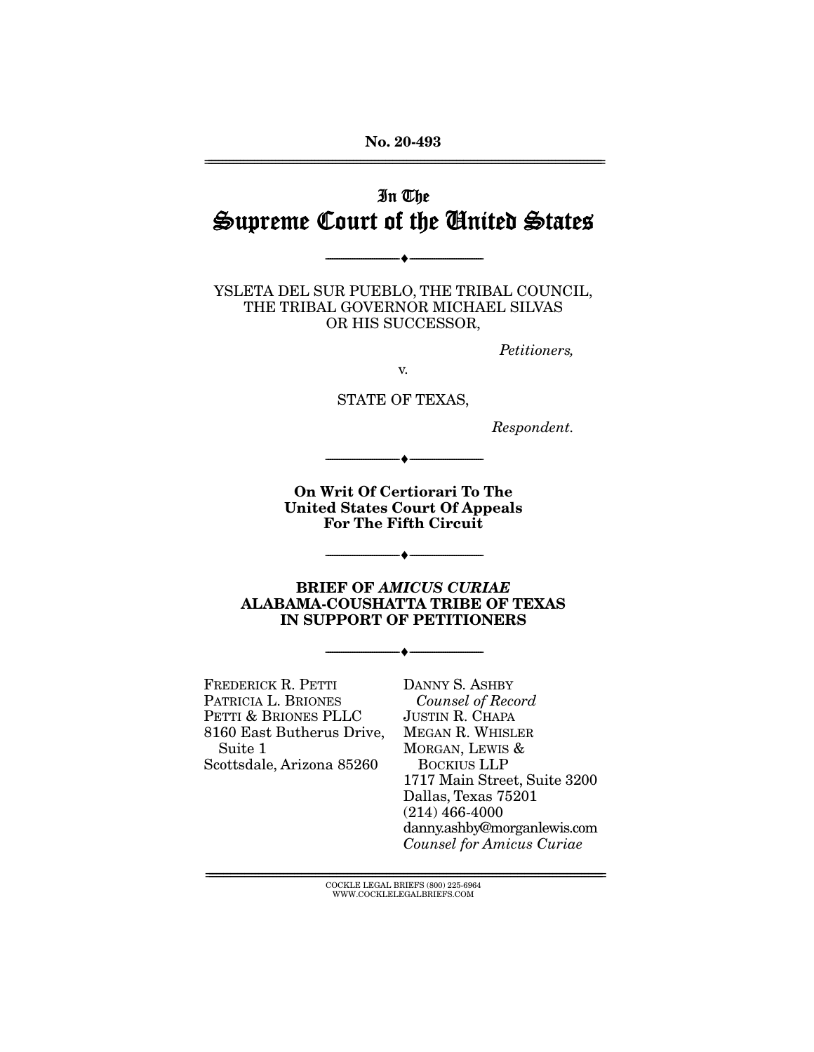No. 20-493

# In The
# Supreme Court of the United States

---

YSLETA DEL SUR PUEBLO, THE TRIBAL COUNCIL, THE TRIBAL GOVERNOR MICHAEL SILVAS OR HIS SUCCESSOR,

*Petitioners,*

v.

STATE OF TEXAS,

*Respondent.*

---

**On Writ Of Certiorari To The United States Court Of Appeals For The Fifth Circuit**

---

**BRIEF OF *AMICUS CURIAE* ALABAMA-COUSHATTA TRIBE OF TEXAS IN SUPPORT OF PETITIONERS**

---

FREDERICK R. PETTI
PATRICIA L. BRIONES
PETTI & BRIONES PLLC
8160 East Butherus Drive, Suite 1
Scottsdale, Arizona 85260

DANNY S. ASHBY
*Counsel of Record*
JUSTIN R. CHAPA
MEGAN R. WHISLER
MORGAN, LEWIS & BOCKIUS LLP
1717 Main Street, Suite 3200
Dallas, Texas 75201
(214) 466-4000
danny.ashby@morganlewis.com
*Counsel for Amicus Curiae*

COCKLE LEGAL BRIEFS (800) 225-6964
WWW.COCKLELEGALBRIEFS.COM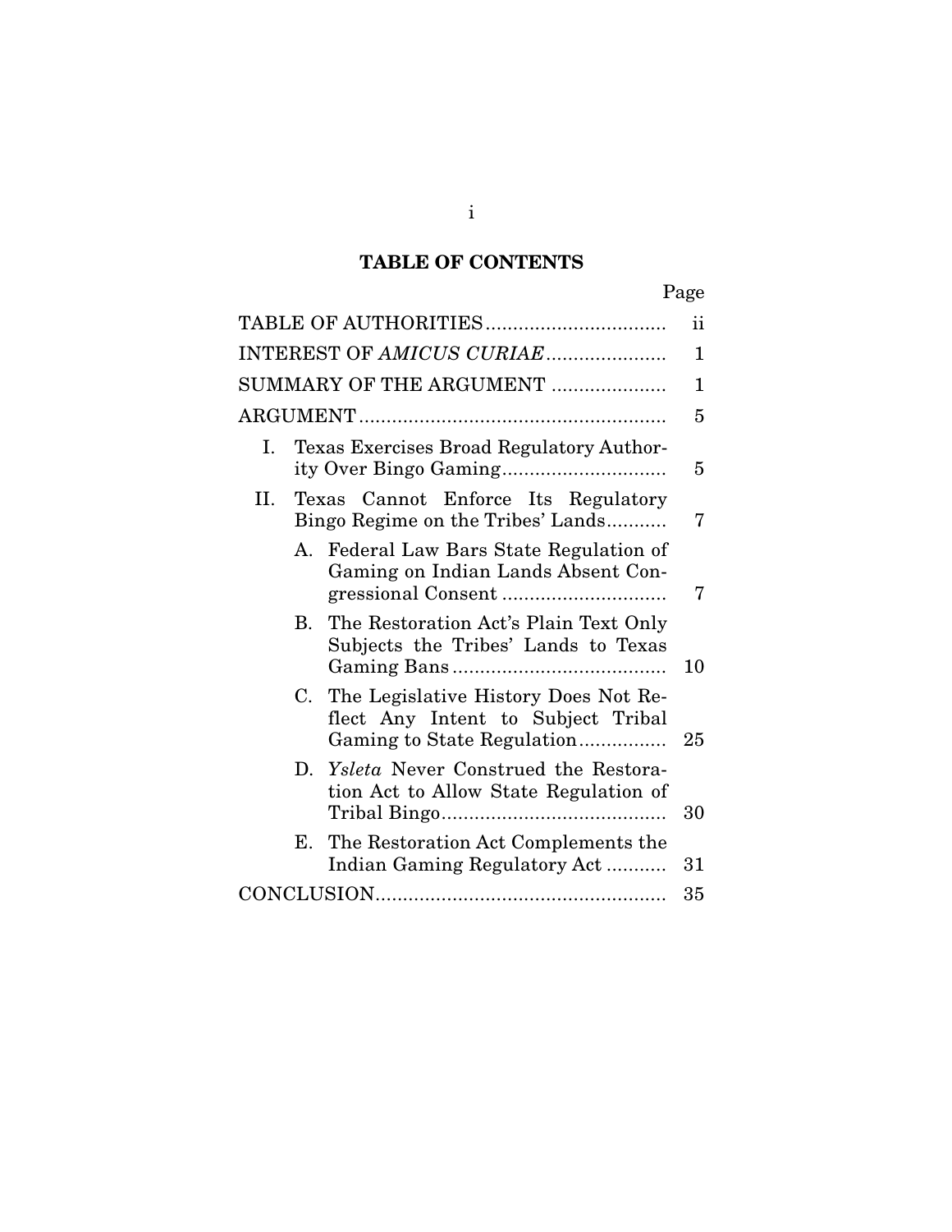# TABLE OF CONTENTS

| | Page |
|---|---|
| TABLE OF AUTHORITIES | ii |
| INTEREST OF *AMICUS CURIAE* | 1 |
| SUMMARY OF THE ARGUMENT | 1 |
| ARGUMENT | 5 |
| I. Texas Exercises Broad Regulatory Authority Over Bingo Gaming | 5 |
| II. Texas Cannot Enforce Its Regulatory Bingo Regime on the Tribes' Lands | 7 |
| A. Federal Law Bars State Regulation of Gaming on Indian Lands Absent Congressional Consent | 7 |
| B. The Restoration Act's Plain Text Only Subjects the Tribes' Lands to Texas Gaming Bans | 10 |
| C. The Legislative History Does Not Reflect Any Intent to Subject Tribal Gaming to State Regulation | 25 |
| D. *Ysleta* Never Construed the Restoration Act to Allow State Regulation of Tribal Bingo | 30 |
| E. The Restoration Act Complements the Indian Gaming Regulatory Act | 31 |
| CONCLUSION | 35 |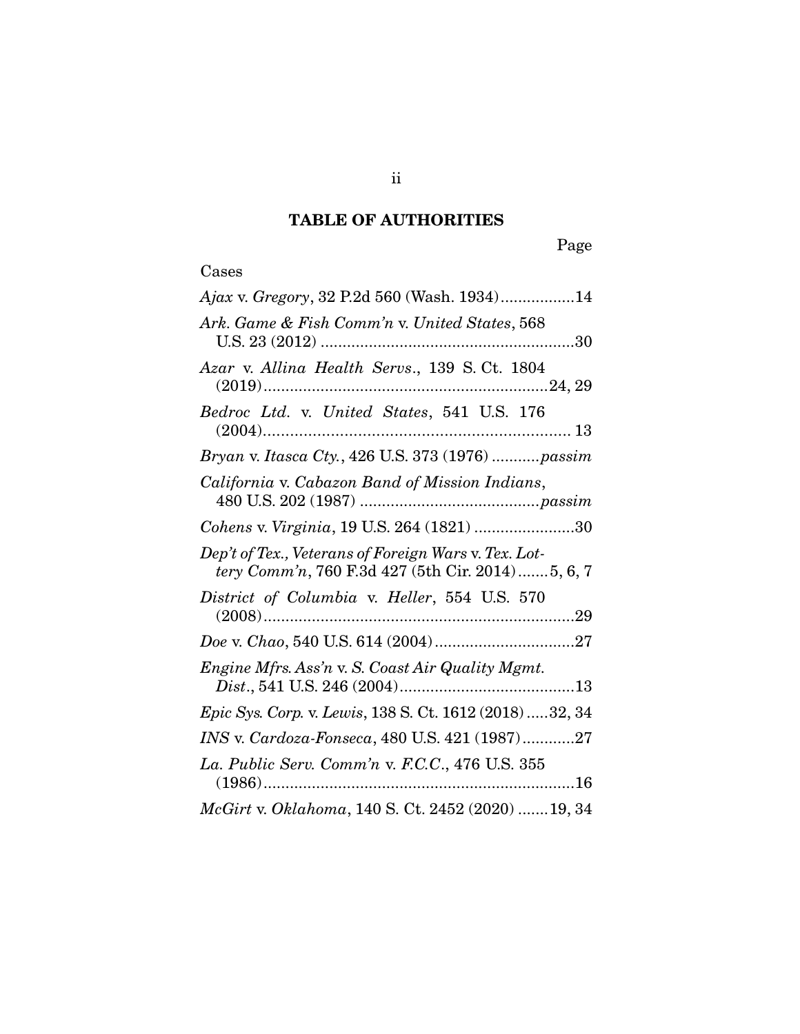## TABLE OF AUTHORITIES

Page

Cases

*Ajax* v. *Gregory*, 32 P.2d 560 (Wash. 1934).................14

*Ark. Game & Fish Comm'n* v. *United States*, 568 U.S. 23 (2012) ..........................................................30

*Azar* v. *Allina Health Servs*., 139 S. Ct. 1804 (2019)................................................................24, 29

*Bedroc Ltd.* v. *United States*, 541 U.S. 176 (2004)...................................................................... 13

*Bryan* v. *Itasca Cty.*, 426 U.S. 373 (1976) ...........*passim*

*California* v. *Cabazon Band of Mission Indians*, 480 U.S. 202 (1987) ........................................*passim*

*Cohens* v. *Virginia*, 19 U.S. 264 (1821) .......................30

*Dep't of Tex., Veterans of Foreign Wars* v. *Tex. Lottery Comm'n*, 760 F.3d 427 (5th Cir. 2014).......5, 6, 7

*District of Columbia* v. *Heller*, 554 U.S. 570 (2008)......................................................................29

*Doe* v. *Chao*, 540 U.S. 614 (2004)................................27

*Engine Mfrs. Ass'n* v. *S. Coast Air Quality Mgmt. Dist*., 541 U.S. 246 (2004)........................................13

*Epic Sys. Corp.* v. *Lewis*, 138 S. Ct. 1612 (2018).....32, 34

*INS* v. *Cardoza-Fonseca*, 480 U.S. 421 (1987)............27

*La. Public Serv. Comm'n* v. *F.C.C*., 476 U.S. 355 (1986)......................................................................16

*McGirt* v. *Oklahoma*, 140 S. Ct. 2452 (2020) .......19, 34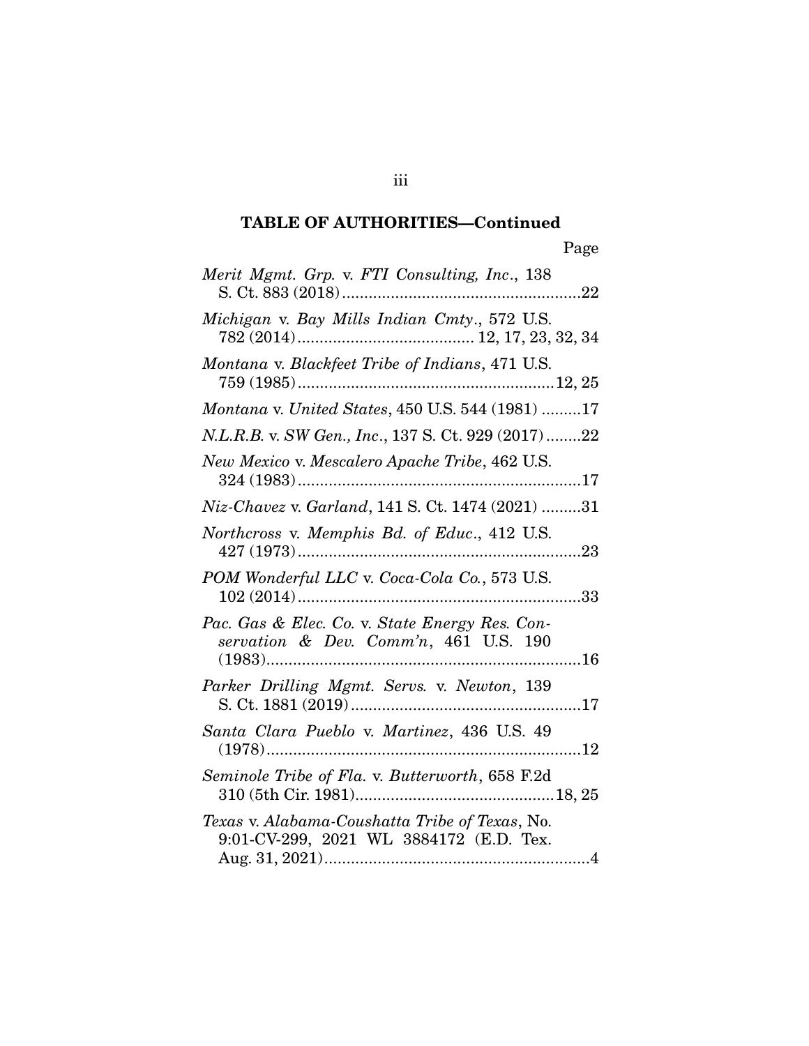**TABLE OF AUTHORITIES—Continued**

Page

*Merit Mgmt. Grp.* v. *FTI Consulting, Inc.*, 138 S. Ct. 883 (2018)......................................................22

*Michigan* v. *Bay Mills Indian Cmty.*, 572 U.S. 782 (2014)....................................... 12, 17, 23, 32, 34

*Montana* v. *Blackfeet Tribe of Indians*, 471 U.S. 759 (1985)..........................................................12, 25

*Montana* v. *United States*, 450 U.S. 544 (1981) .........17

*N.L.R.B.* v. *SW Gen., Inc.*, 137 S. Ct. 929 (2017)........22

*New Mexico* v. *Mescalero Apache Tribe*, 462 U.S. 324 (1983)................................................................17

*Niz-Chavez* v. *Garland*, 141 S. Ct. 1474 (2021) .........31

*Northcross* v. *Memphis Bd. of Educ.*, 412 U.S. 427 (1973)................................................................23

*POM Wonderful LLC* v. *Coca-Cola Co.*, 573 U.S. 102 (2014)................................................................33

*Pac. Gas & Elec. Co.* v. *State Energy Res. Conservation & Dev. Comm'n*, 461 U.S. 190 (1983).......................................................................16

*Parker Drilling Mgmt. Servs.* v. *Newton*, 139 S. Ct. 1881 (2019)....................................................17

*Santa Clara Pueblo* v. *Martinez*, 436 U.S. 49 (1978).......................................................................12

*Seminole Tribe of Fla.* v. *Butterworth*, 658 F.2d 310 (5th Cir. 1981)............................................18, 25

*Texas* v. *Alabama-Coushatta Tribe of Texas*, No. 9:01-CV-299, 2021 WL 3884172 (E.D. Tex. Aug. 31, 2021)............................................................4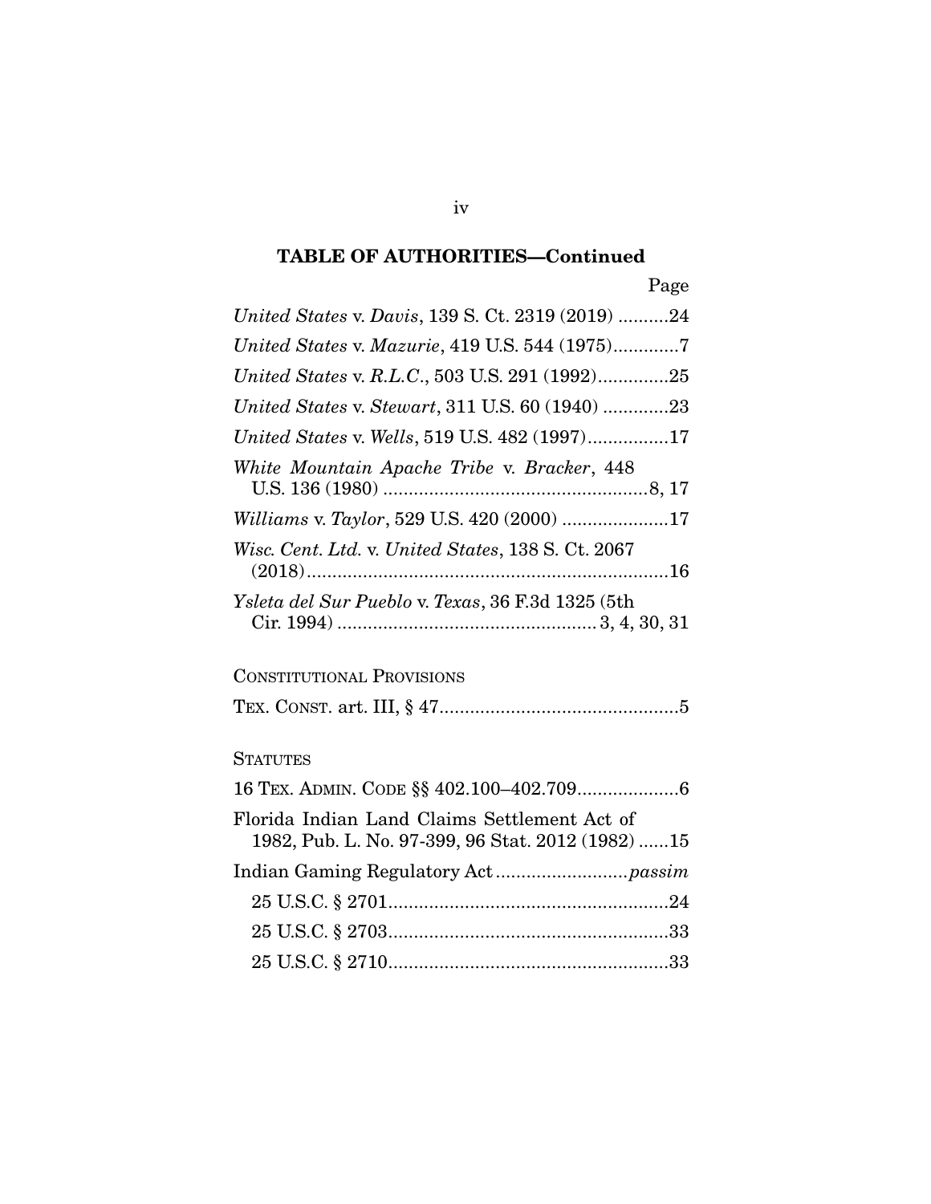**TABLE OF AUTHORITIES—Continued**

Page

*United States* v. *Davis*, 139 S. Ct. 2319 (2019) ..........24

*United States* v. *Mazurie*, 419 U.S. 544 (1975)............7

*United States* v. *R.L.C.*, 503 U.S. 291 (1992)..............25

*United States* v. *Stewart*, 311 U.S. 60 (1940) .............23

*United States* v. *Wells*, 519 U.S. 482 (1997)................17

*White Mountain Apache Tribe* v. *Bracker*, 448 U.S. 136 (1980) ....................................................8, 17

*Williams* v. *Taylor*, 529 U.S. 420 (2000) .....................17

*Wisc. Cent. Ltd.* v. *United States*, 138 S. Ct. 2067 (2018).......................................................................16

*Ysleta del Sur Pueblo* v. *Texas*, 36 F.3d 1325 (5th Cir. 1994) .................................................. 3, 4, 30, 31

CONSTITUTIONAL PROVISIONS

TEX. CONST. art. III, § 47...............................................5

STATUTES

16 TEX. ADMIN. CODE §§ 402.100–402.709....................6

Florida Indian Land Claims Settlement Act of 1982, Pub. L. No. 97-399, 96 Stat. 2012 (1982) ......15

Indian Gaming Regulatory Act ..........................*passim*

- 25 U.S.C. § 2701.......................................................24
- 25 U.S.C. § 2703.......................................................33
- 25 U.S.C. § 2710.......................................................33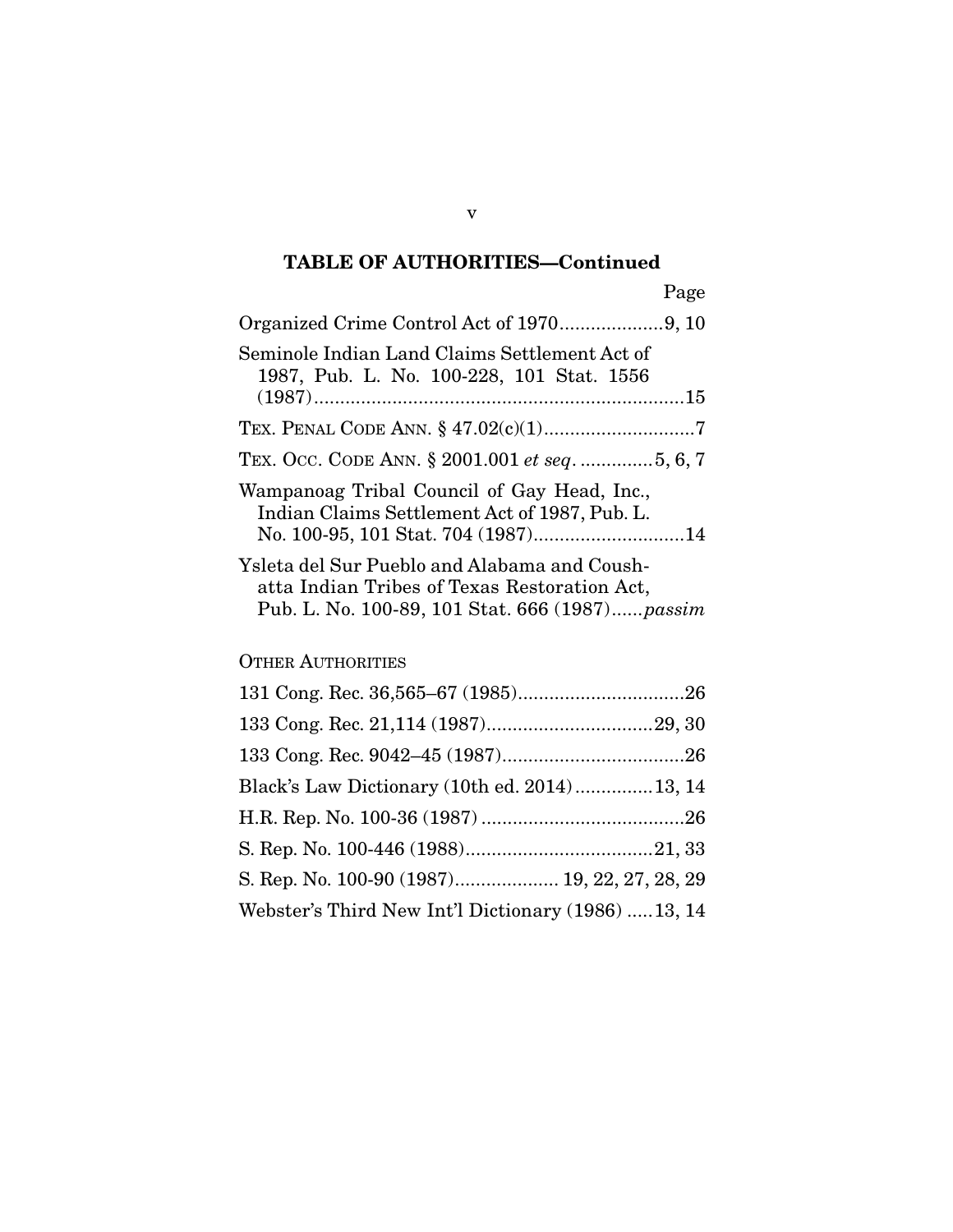## TABLE OF AUTHORITIES—Continued

Page

Organized Crime Control Act of 1970....................9, 10

Seminole Indian Land Claims Settlement Act of 1987, Pub. L. No. 100-228, 101 Stat. 1556 (1987)........................................................................15

TEX. PENAL CODE ANN. § 47.02(c)(1).............................7

TEX. OCC. CODE ANN. § 2001.001 *et seq*. ..............5, 6, 7

Wampanoag Tribal Council of Gay Head, Inc., Indian Claims Settlement Act of 1987, Pub. L. No. 100-95, 101 Stat. 704 (1987).............................14

Ysleta del Sur Pueblo and Alabama and Coushatta Indian Tribes of Texas Restoration Act, Pub. L. No. 100-89, 101 Stat. 666 (1987)......*passim*

OTHER AUTHORITIES

131 Cong. Rec. 36,565–67 (1985)................................26

133 Cong. Rec. 21,114 (1987)................................29, 30

133 Cong. Rec. 9042–45 (1987)...................................26

Black's Law Dictionary (10th ed. 2014)...............13, 14

H.R. Rep. No. 100-36 (1987) .......................................26

S. Rep. No. 100-446 (1988)....................................21, 33

S. Rep. No. 100-90 (1987).................... 19, 22, 27, 28, 29

Webster's Third New Int'l Dictionary (1986) .....13, 14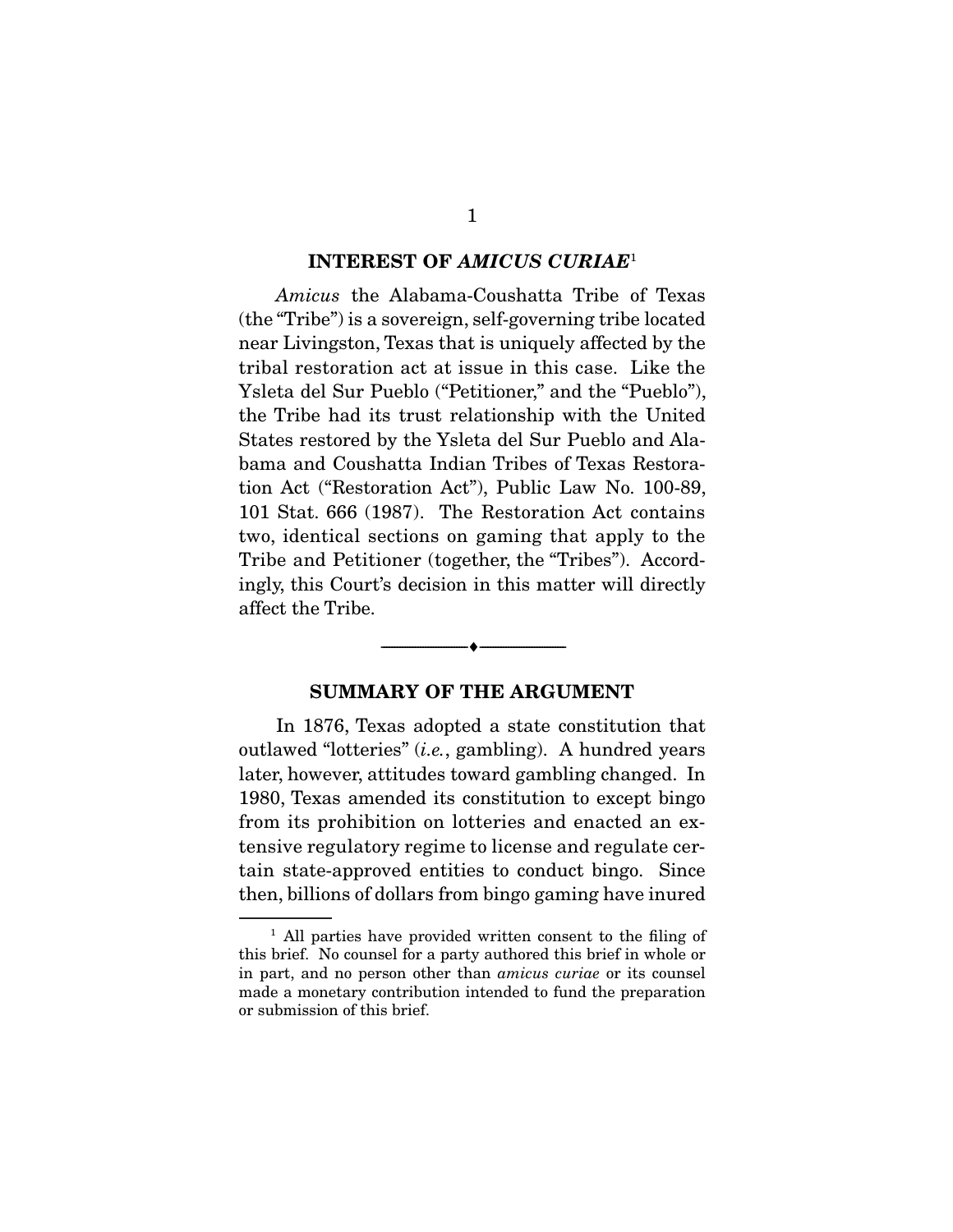## INTEREST OF *AMICUS CURIAE*[1]

*Amicus* the Alabama-Coushatta Tribe of Texas (the "Tribe") is a sovereign, self-governing tribe located near Livingston, Texas that is uniquely affected by the tribal restoration act at issue in this case. Like the Ysleta del Sur Pueblo ("Petitioner," and the "Pueblo"), the Tribe had its trust relationship with the United States restored by the Ysleta del Sur Pueblo and Alabama and Coushatta Indian Tribes of Texas Restoration Act ("Restoration Act"), Public Law No. 100-89, 101 Stat. 666 (1987). The Restoration Act contains two, identical sections on gaming that apply to the Tribe and Petitioner (together, the "Tribes"). Accordingly, this Court's decision in this matter will directly affect the Tribe.

---

## SUMMARY OF THE ARGUMENT

In 1876, Texas adopted a state constitution that outlawed "lotteries" (*i.e.*, gambling). A hundred years later, however, attitudes toward gambling changed. In 1980, Texas amended its constitution to except bingo from its prohibition on lotteries and enacted an extensive regulatory regime to license and regulate certain state-approved entities to conduct bingo. Since then, billions of dollars from bingo gaming have inured

[1] All parties have provided written consent to the filing of this brief. No counsel for a party authored this brief in whole or in part, and no person other than *amicus curiae* or its counsel made a monetary contribution intended to fund the preparation or submission of this brief.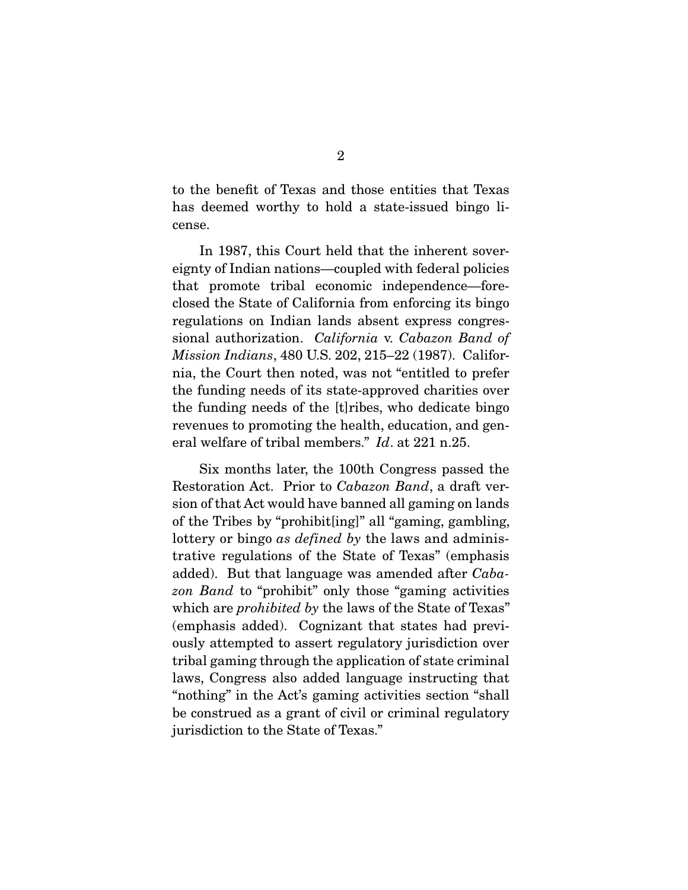to the benefit of Texas and those entities that Texas has deemed worthy to hold a state-issued bingo license.

In 1987, this Court held that the inherent sovereignty of Indian nations—coupled with federal policies that promote tribal economic independence—foreclosed the State of California from enforcing its bingo regulations on Indian lands absent express congressional authorization. *California* v. *Cabazon Band of Mission Indians*, 480 U.S. 202, 215–22 (1987). California, the Court then noted, was not "entitled to prefer the funding needs of its state-approved charities over the funding needs of the [t]ribes, who dedicate bingo revenues to promoting the health, education, and general welfare of tribal members." *Id*. at 221 n.25.

Six months later, the 100th Congress passed the Restoration Act. Prior to *Cabazon Band*, a draft version of that Act would have banned all gaming on lands of the Tribes by "prohibit[ing]" all "gaming, gambling, lottery or bingo *as defined by* the laws and administrative regulations of the State of Texas" (emphasis added). But that language was amended after *Cabazon Band* to "prohibit" only those "gaming activities which are *prohibited by* the laws of the State of Texas" (emphasis added). Cognizant that states had previously attempted to assert regulatory jurisdiction over tribal gaming through the application of state criminal laws, Congress also added language instructing that "nothing" in the Act's gaming activities section "shall be construed as a grant of civil or criminal regulatory jurisdiction to the State of Texas."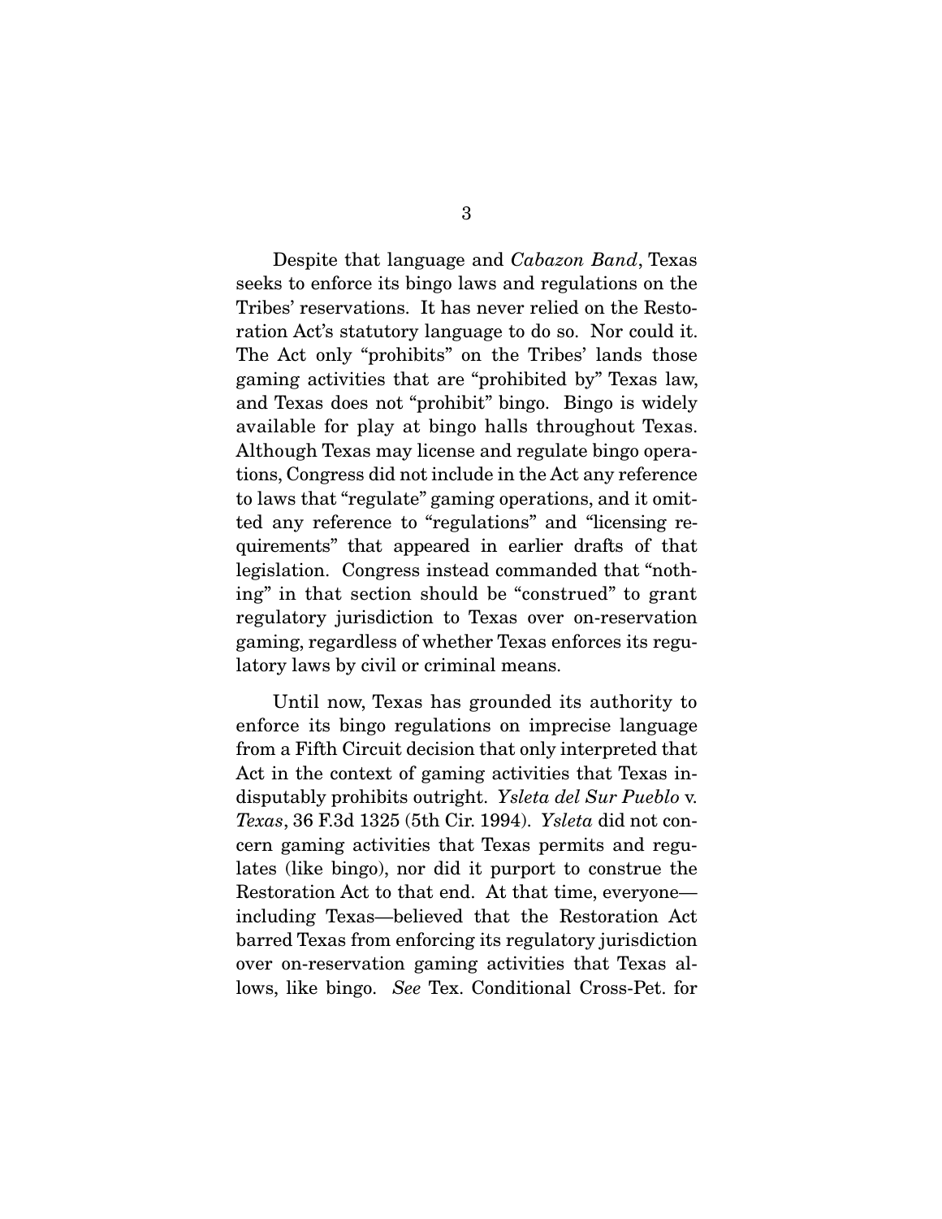Despite that language and *Cabazon Band*, Texas seeks to enforce its bingo laws and regulations on the Tribes' reservations. It has never relied on the Restoration Act's statutory language to do so. Nor could it. The Act only "prohibits" on the Tribes' lands those gaming activities that are "prohibited by" Texas law, and Texas does not "prohibit" bingo. Bingo is widely available for play at bingo halls throughout Texas. Although Texas may license and regulate bingo operations, Congress did not include in the Act any reference to laws that "regulate" gaming operations, and it omitted any reference to "regulations" and "licensing requirements" that appeared in earlier drafts of that legislation. Congress instead commanded that "nothing" in that section should be "construed" to grant regulatory jurisdiction to Texas over on-reservation gaming, regardless of whether Texas enforces its regulatory laws by civil or criminal means.

Until now, Texas has grounded its authority to enforce its bingo regulations on imprecise language from a Fifth Circuit decision that only interpreted that Act in the context of gaming activities that Texas indisputably prohibits outright. *Ysleta del Sur Pueblo* v. *Texas*, 36 F.3d 1325 (5th Cir. 1994). *Ysleta* did not concern gaming activities that Texas permits and regulates (like bingo), nor did it purport to construe the Restoration Act to that end. At that time, everyone—including Texas—believed that the Restoration Act barred Texas from enforcing its regulatory jurisdiction over on-reservation gaming activities that Texas allows, like bingo. *See* Tex. Conditional Cross-Pet. for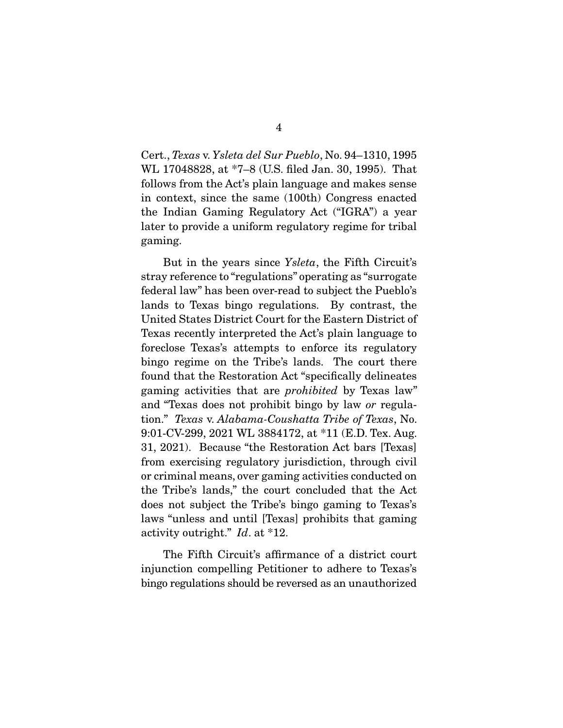Cert., *Texas* v. *Ysleta del Sur Pueblo*, No. 94–1310, 1995 WL 17048828, at *7–8 (U.S. filed Jan. 30, 1995). That follows from the Act's plain language and makes sense in context, since the same (100th) Congress enacted the Indian Gaming Regulatory Act ("IGRA") a year later to provide a uniform regulatory regime for tribal gaming.

But in the years since *Ysleta*, the Fifth Circuit's stray reference to "regulations" operating as "surrogate federal law" has been over-read to subject the Pueblo's lands to Texas bingo regulations. By contrast, the United States District Court for the Eastern District of Texas recently interpreted the Act's plain language to foreclose Texas's attempts to enforce its regulatory bingo regime on the Tribe's lands. The court there found that the Restoration Act "specifically delineates gaming activities that are *prohibited* by Texas law" and "Texas does not prohibit bingo by law *or* regulation." *Texas* v. *Alabama-Coushatta Tribe of Texas*, No. 9:01-CV-299, 2021 WL 3884172, at *11 (E.D. Tex. Aug. 31, 2021). Because "the Restoration Act bars [Texas] from exercising regulatory jurisdiction, through civil or criminal means, over gaming activities conducted on the Tribe's lands," the court concluded that the Act does not subject the Tribe's bingo gaming to Texas's laws "unless and until [Texas] prohibits that gaming activity outright." *Id*. at *12.

The Fifth Circuit's affirmance of a district court injunction compelling Petitioner to adhere to Texas's bingo regulations should be reversed as an unauthorized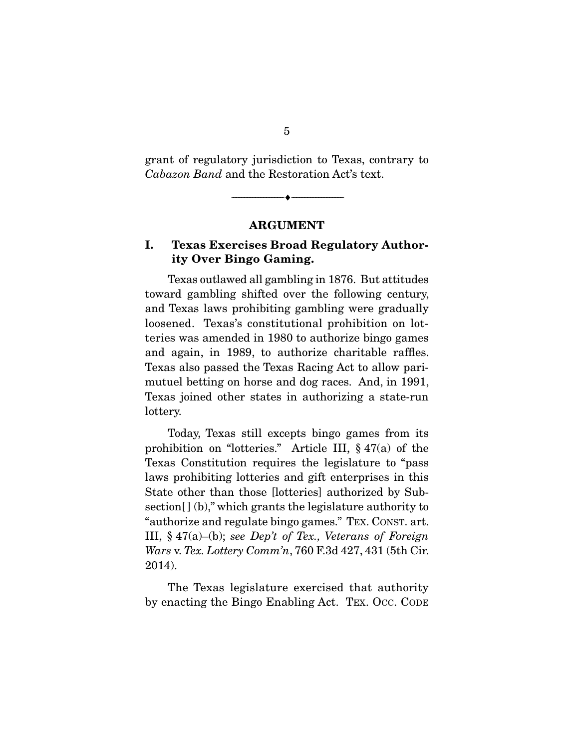grant of regulatory jurisdiction to Texas, contrary to *Cabazon Band* and the Restoration Act's text.

---

## ARGUMENT

### I. Texas Exercises Broad Regulatory Authority Over Bingo Gaming.

Texas outlawed all gambling in 1876. But attitudes toward gambling shifted over the following century, and Texas laws prohibiting gambling were gradually loosened. Texas's constitutional prohibition on lotteries was amended in 1980 to authorize bingo games and again, in 1989, to authorize charitable raffles. Texas also passed the Texas Racing Act to allow pari-mutuel betting on horse and dog races. And, in 1991, Texas joined other states in authorizing a state-run lottery.

Today, Texas still excepts bingo games from its prohibition on "lotteries." Article III, § 47(a) of the Texas Constitution requires the legislature to "pass laws prohibiting lotteries and gift enterprises in this State other than those [lotteries] authorized by Subsection[ ] (b)," which grants the legislature authority to "authorize and regulate bingo games." TEX. CONST. art. III, § 47(a)–(b); *see Dep't of Tex., Veterans of Foreign Wars* v. *Tex. Lottery Comm'n*, 760 F.3d 427, 431 (5th Cir. 2014).

The Texas legislature exercised that authority by enacting the Bingo Enabling Act. TEX. OCC. CODE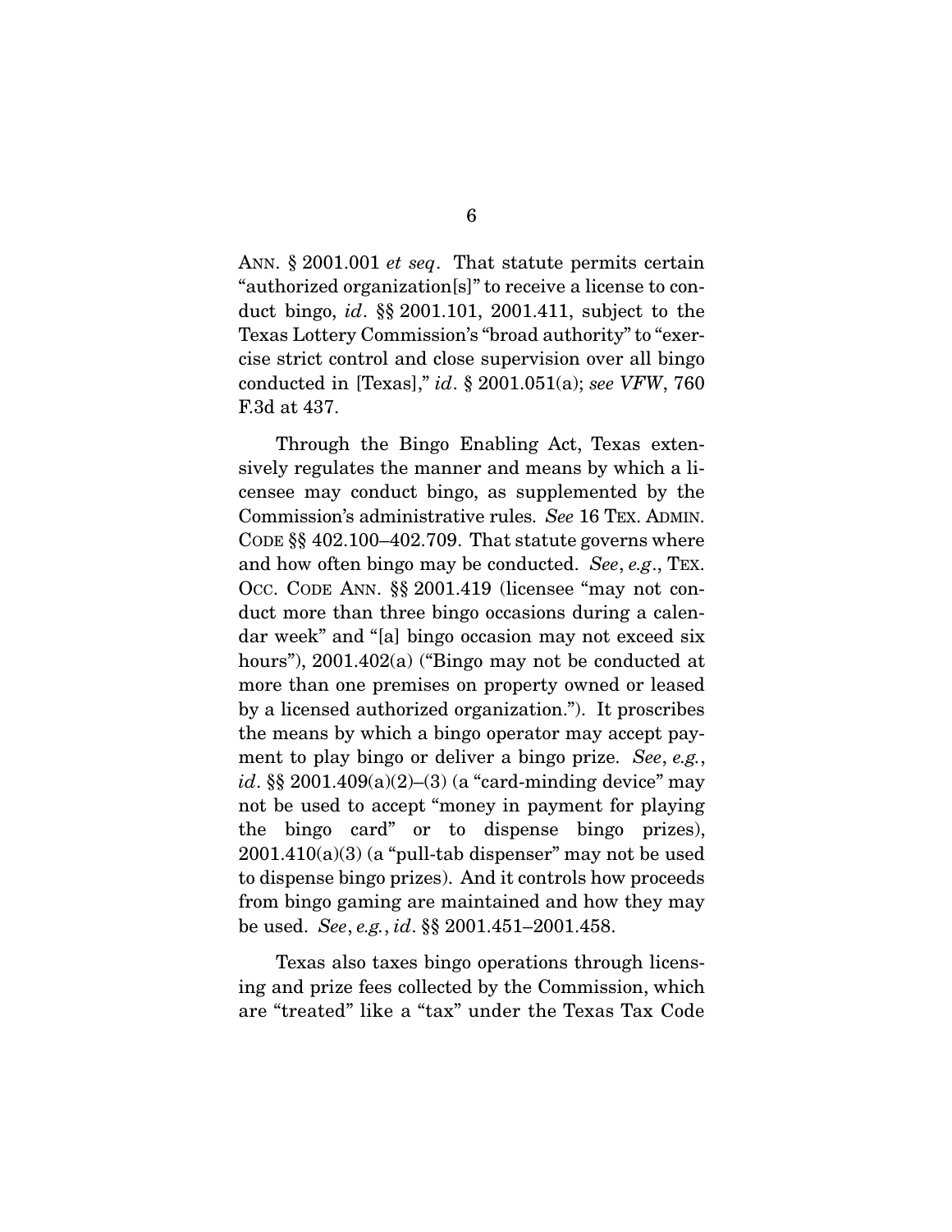ANN. § 2001.001 *et seq*. That statute permits certain "authorized organization[s]" to receive a license to conduct bingo, *id*. §§ 2001.101, 2001.411, subject to the Texas Lottery Commission's "broad authority" to "exercise strict control and close supervision over all bingo conducted in [Texas]," *id*. § 2001.051(a); *see VFW*, 760 F.3d at 437.

Through the Bingo Enabling Act, Texas extensively regulates the manner and means by which a licensee may conduct bingo, as supplemented by the Commission's administrative rules. *See* 16 TEX. ADMIN. CODE §§ 402.100–402.709. That statute governs where and how often bingo may be conducted. *See*, *e.g*., TEX. OCC. CODE ANN. §§ 2001.419 (licensee "may not conduct more than three bingo occasions during a calendar week" and "[a] bingo occasion may not exceed six hours"), 2001.402(a) ("Bingo may not be conducted at more than one premises on property owned or leased by a licensed authorized organization."). It proscribes the means by which a bingo operator may accept payment to play bingo or deliver a bingo prize. *See*, *e.g.*, *id*. §§ 2001.409(a)(2)–(3) (a "card-minding device" may not be used to accept "money in payment for playing the bingo card" or to dispense bingo prizes), 2001.410(a)(3) (a "pull-tab dispenser" may not be used to dispense bingo prizes). And it controls how proceeds from bingo gaming are maintained and how they may be used. *See*, *e.g.*, *id*. §§ 2001.451–2001.458.

Texas also taxes bingo operations through licensing and prize fees collected by the Commission, which are "treated" like a "tax" under the Texas Tax Code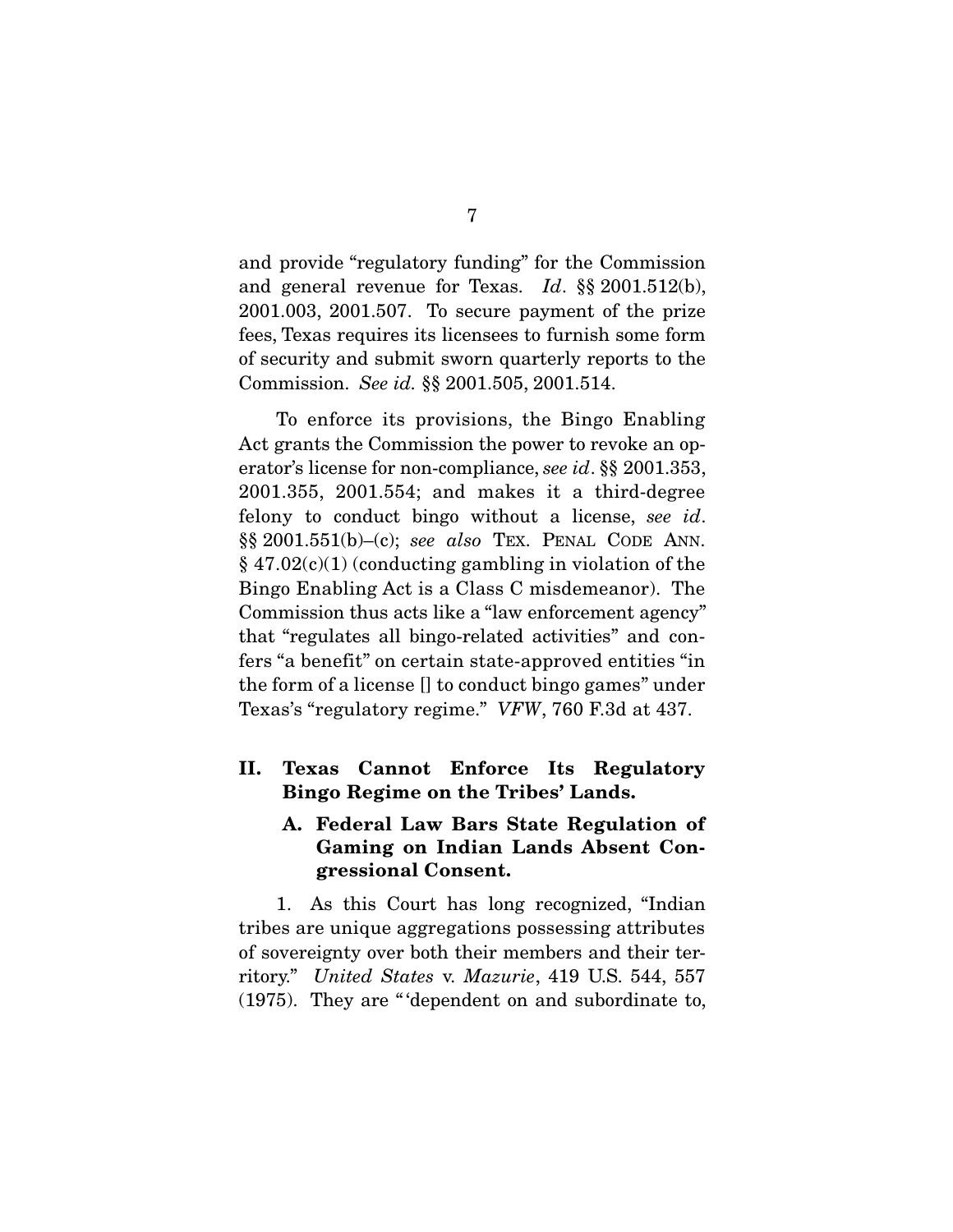and provide "regulatory funding" for the Commission and general revenue for Texas. *Id*. §§ 2001.512(b), 2001.003, 2001.507. To secure payment of the prize fees, Texas requires its licensees to furnish some form of security and submit sworn quarterly reports to the Commission. *See id.* §§ 2001.505, 2001.514.

To enforce its provisions, the Bingo Enabling Act grants the Commission the power to revoke an operator's license for non-compliance, *see id*. §§ 2001.353, 2001.355, 2001.554; and makes it a third-degree felony to conduct bingo without a license, *see id*. §§ 2001.551(b)–(c); *see also* TEX. PENAL CODE ANN. § 47.02(c)(1) (conducting gambling in violation of the Bingo Enabling Act is a Class C misdemeanor). The Commission thus acts like a "law enforcement agency" that "regulates all bingo-related activities" and confers "a benefit" on certain state-approved entities "in the form of a license [] to conduct bingo games" under Texas's "regulatory regime." *VFW*, 760 F.3d at 437.

## II. Texas Cannot Enforce Its Regulatory Bingo Regime on the Tribes' Lands.

### A. Federal Law Bars State Regulation of Gaming on Indian Lands Absent Congressional Consent.

1. As this Court has long recognized, "Indian tribes are unique aggregations possessing attributes of sovereignty over both their members and their territory." *United States* v. *Mazurie*, 419 U.S. 544, 557 (1975). They are "'dependent on and subordinate to,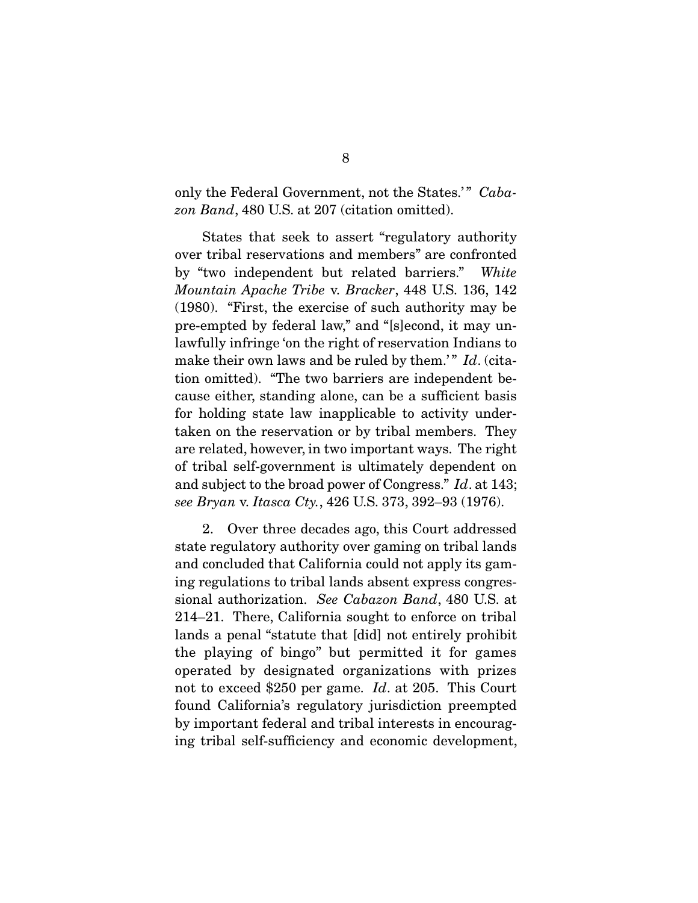only the Federal Government, not the States.'" *Cabazon Band*, 480 U.S. at 207 (citation omitted).

States that seek to assert "regulatory authority over tribal reservations and members" are confronted by "two independent but related barriers." *White Mountain Apache Tribe* v. *Bracker*, 448 U.S. 136, 142 (1980). "First, the exercise of such authority may be pre-empted by federal law," and "[s]econd, it may unlawfully infringe 'on the right of reservation Indians to make their own laws and be ruled by them.'" *Id*. (citation omitted). "The two barriers are independent because either, standing alone, can be a sufficient basis for holding state law inapplicable to activity undertaken on the reservation or by tribal members. They are related, however, in two important ways. The right of tribal self-government is ultimately dependent on and subject to the broad power of Congress." *Id*. at 143; *see Bryan* v. *Itasca Cty.*, 426 U.S. 373, 392–93 (1976).

2. Over three decades ago, this Court addressed state regulatory authority over gaming on tribal lands and concluded that California could not apply its gaming regulations to tribal lands absent express congressional authorization. *See Cabazon Band*, 480 U.S. at 214–21. There, California sought to enforce on tribal lands a penal "statute that [did] not entirely prohibit the playing of bingo" but permitted it for games operated by designated organizations with prizes not to exceed $250 per game. *Id*. at 205. This Court found California's regulatory jurisdiction preempted by important federal and tribal interests in encouraging tribal self-sufficiency and economic development,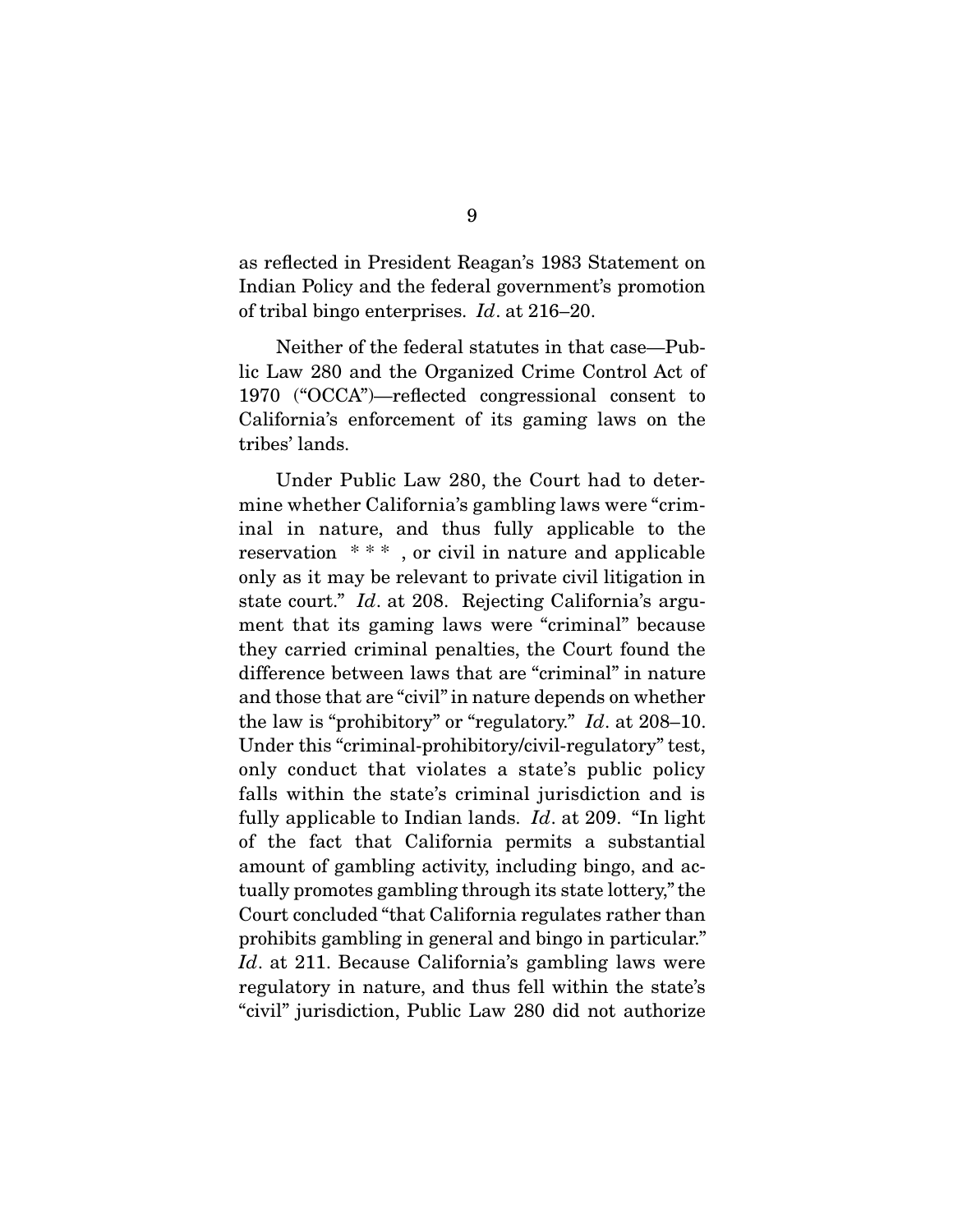as reflected in President Reagan's 1983 Statement on Indian Policy and the federal government's promotion of tribal bingo enterprises. *Id*. at 216–20.

Neither of the federal statutes in that case—Public Law 280 and the Organized Crime Control Act of 1970 ("OCCA")—reflected congressional consent to California's enforcement of its gaming laws on the tribes' lands.

Under Public Law 280, the Court had to determine whether California's gambling laws were "criminal in nature, and thus fully applicable to the reservation * * * , or civil in nature and applicable only as it may be relevant to private civil litigation in state court." *Id*. at 208. Rejecting California's argument that its gaming laws were "criminal" because they carried criminal penalties, the Court found the difference between laws that are "criminal" in nature and those that are "civil" in nature depends on whether the law is "prohibitory" or "regulatory." *Id*. at 208–10. Under this "criminal-prohibitory/civil-regulatory" test, only conduct that violates a state's public policy falls within the state's criminal jurisdiction and is fully applicable to Indian lands. *Id*. at 209. "In light of the fact that California permits a substantial amount of gambling activity, including bingo, and actually promotes gambling through its state lottery," the Court concluded "that California regulates rather than prohibits gambling in general and bingo in particular." *Id*. at 211. Because California's gambling laws were regulatory in nature, and thus fell within the state's "civil" jurisdiction, Public Law 280 did not authorize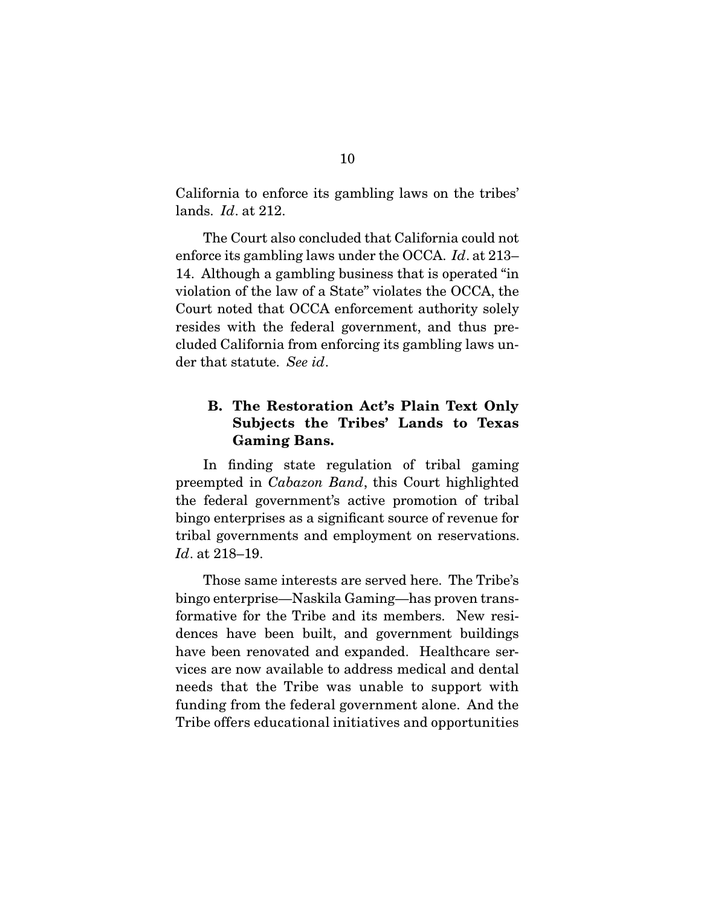California to enforce its gambling laws on the tribes' lands. *Id*. at 212.

The Court also concluded that California could not enforce its gambling laws under the OCCA. *Id*. at 213–14. Although a gambling business that is operated "in violation of the law of a State" violates the OCCA, the Court noted that OCCA enforcement authority solely resides with the federal government, and thus precluded California from enforcing its gambling laws under that statute. *See id*.

### B. The Restoration Act's Plain Text Only Subjects the Tribes' Lands to Texas Gaming Bans.

In finding state regulation of tribal gaming preempted in *Cabazon Band*, this Court highlighted the federal government's active promotion of tribal bingo enterprises as a significant source of revenue for tribal governments and employment on reservations. *Id*. at 218–19.

Those same interests are served here. The Tribe's bingo enterprise—Naskila Gaming—has proven transformative for the Tribe and its members. New residences have been built, and government buildings have been renovated and expanded. Healthcare services are now available to address medical and dental needs that the Tribe was unable to support with funding from the federal government alone. And the Tribe offers educational initiatives and opportunities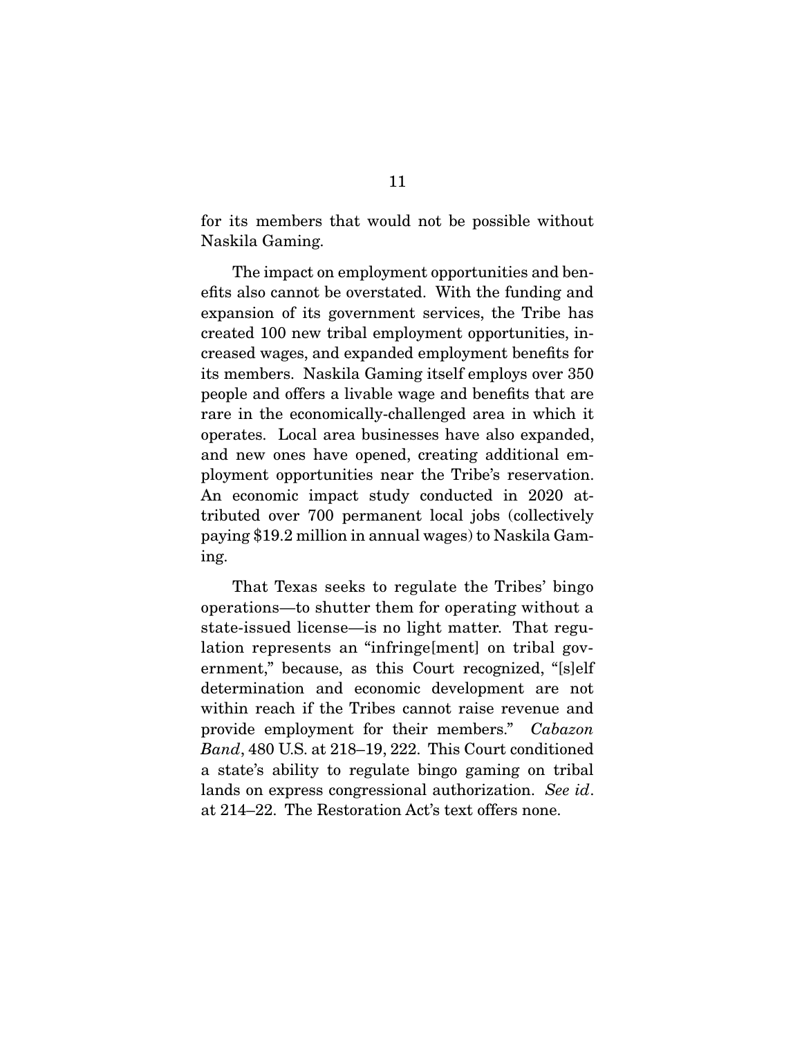for its members that would not be possible without Naskila Gaming.

The impact on employment opportunities and benefits also cannot be overstated. With the funding and expansion of its government services, the Tribe has created 100 new tribal employment opportunities, increased wages, and expanded employment benefits for its members. Naskila Gaming itself employs over 350 people and offers a livable wage and benefits that are rare in the economically-challenged area in which it operates. Local area businesses have also expanded, and new ones have opened, creating additional employment opportunities near the Tribe's reservation. An economic impact study conducted in 2020 attributed over 700 permanent local jobs (collectively paying $19.2 million in annual wages) to Naskila Gaming.

That Texas seeks to regulate the Tribes' bingo operations—to shutter them for operating without a state-issued license—is no light matter. That regulation represents an "infringe[ment] on tribal government," because, as this Court recognized, "[s]elf determination and economic development are not within reach if the Tribes cannot raise revenue and provide employment for their members." *Cabazon Band*, 480 U.S. at 218–19, 222. This Court conditioned a state's ability to regulate bingo gaming on tribal lands on express congressional authorization. *See id*. at 214–22. The Restoration Act's text offers none.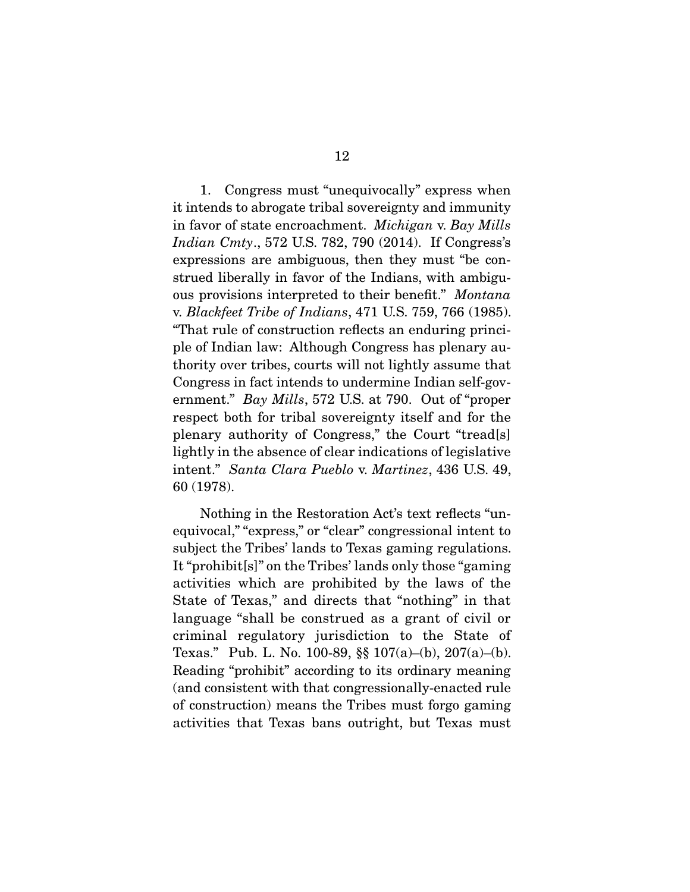1. Congress must "unequivocally" express when it intends to abrogate tribal sovereignty and immunity in favor of state encroachment. *Michigan* v. *Bay Mills Indian Cmty*., 572 U.S. 782, 790 (2014). If Congress's expressions are ambiguous, then they must "be construed liberally in favor of the Indians, with ambiguous provisions interpreted to their benefit." *Montana* v. *Blackfeet Tribe of Indians*, 471 U.S. 759, 766 (1985). "That rule of construction reflects an enduring principle of Indian law: Although Congress has plenary authority over tribes, courts will not lightly assume that Congress in fact intends to undermine Indian self-government." *Bay Mills*, 572 U.S. at 790. Out of "proper respect both for tribal sovereignty itself and for the plenary authority of Congress," the Court "tread[s] lightly in the absence of clear indications of legislative intent." *Santa Clara Pueblo* v. *Martinez*, 436 U.S. 49, 60 (1978).

Nothing in the Restoration Act's text reflects "unequivocal," "express," or "clear" congressional intent to subject the Tribes' lands to Texas gaming regulations. It "prohibit[s]" on the Tribes' lands only those "gaming activities which are prohibited by the laws of the State of Texas," and directs that "nothing" in that language "shall be construed as a grant of civil or criminal regulatory jurisdiction to the State of Texas." Pub. L. No. 100-89, §§ 107(a)–(b), 207(a)–(b). Reading "prohibit" according to its ordinary meaning (and consistent with that congressionally-enacted rule of construction) means the Tribes must forgo gaming activities that Texas bans outright, but Texas must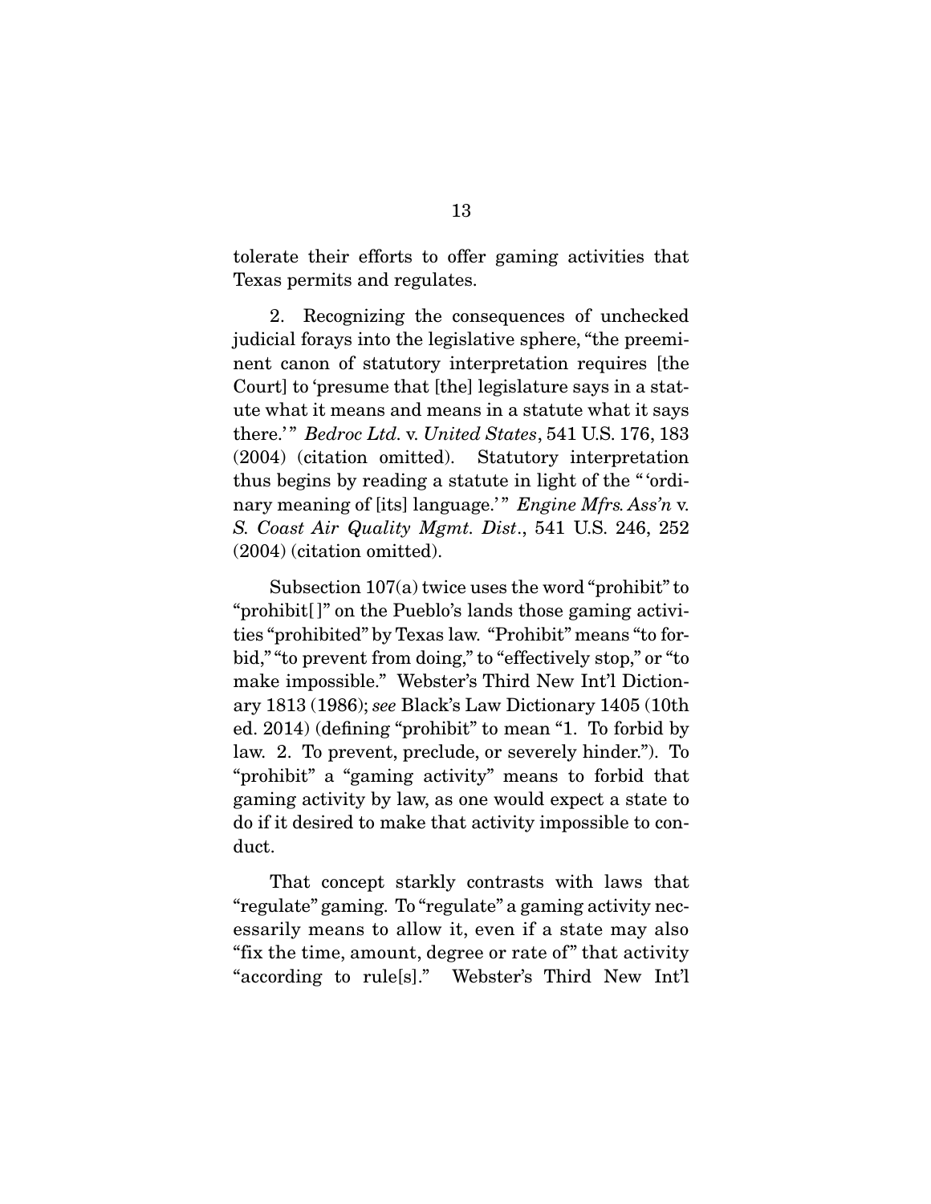tolerate their efforts to offer gaming activities that Texas permits and regulates.

2. Recognizing the consequences of unchecked judicial forays into the legislative sphere, "the preeminent canon of statutory interpretation requires [the Court] to 'presume that [the] legislature says in a statute what it means and means in a statute what it says there.'" *Bedroc Ltd.* v. *United States*, 541 U.S. 176, 183 (2004) (citation omitted). Statutory interpretation thus begins by reading a statute in light of the "'ordinary meaning of [its] language.'" *Engine Mfrs. Ass'n* v. *S. Coast Air Quality Mgmt. Dist.*, 541 U.S. 246, 252 (2004) (citation omitted).

Subsection 107(a) twice uses the word "prohibit" to "prohibit[]" on the Pueblo's lands those gaming activities "prohibited" by Texas law. "Prohibit" means "to forbid," "to prevent from doing," to "effectively stop," or "to make impossible." Webster's Third New Int'l Dictionary 1813 (1986); *see* Black's Law Dictionary 1405 (10th ed. 2014) (defining "prohibit" to mean "1. To forbid by law. 2. To prevent, preclude, or severely hinder."). To "prohibit" a "gaming activity" means to forbid that gaming activity by law, as one would expect a state to do if it desired to make that activity impossible to conduct.

That concept starkly contrasts with laws that "regulate" gaming. To "regulate" a gaming activity necessarily means to allow it, even if a state may also "fix the time, amount, degree or rate of" that activity "according to rule[s]." Webster's Third New Int'l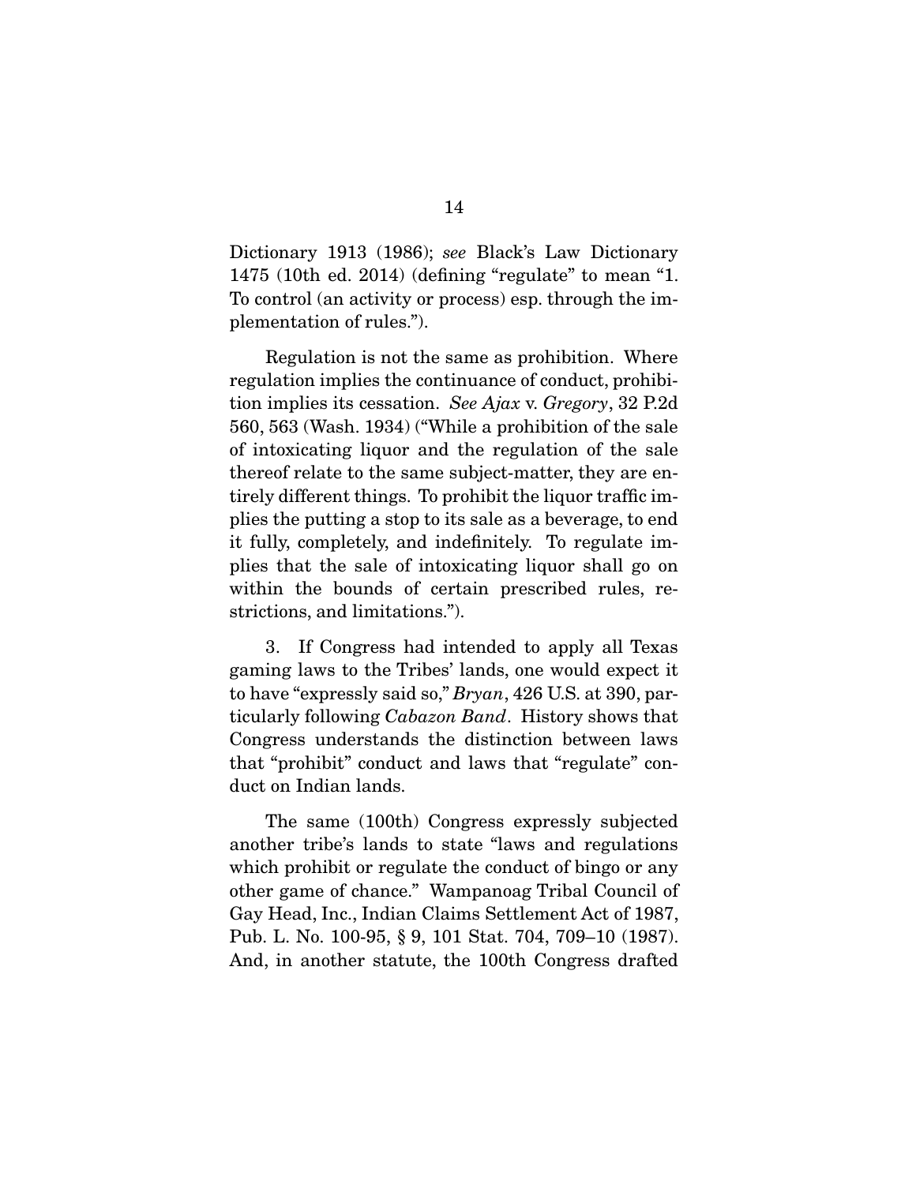Dictionary 1913 (1986); *see* Black's Law Dictionary 1475 (10th ed. 2014) (defining "regulate" to mean "1. To control (an activity or process) esp. through the implementation of rules.").

Regulation is not the same as prohibition. Where regulation implies the continuance of conduct, prohibition implies its cessation. *See Ajax* v. *Gregory*, 32 P.2d 560, 563 (Wash. 1934) ("While a prohibition of the sale of intoxicating liquor and the regulation of the sale thereof relate to the same subject-matter, they are entirely different things. To prohibit the liquor traffic implies the putting a stop to its sale as a beverage, to end it fully, completely, and indefinitely. To regulate implies that the sale of intoxicating liquor shall go on within the bounds of certain prescribed rules, restrictions, and limitations.").

3. If Congress had intended to apply all Texas gaming laws to the Tribes' lands, one would expect it to have "expressly said so," *Bryan*, 426 U.S. at 390, particularly following *Cabazon Band*. History shows that Congress understands the distinction between laws that "prohibit" conduct and laws that "regulate" conduct on Indian lands.

The same (100th) Congress expressly subjected another tribe's lands to state "laws and regulations which prohibit or regulate the conduct of bingo or any other game of chance." Wampanoag Tribal Council of Gay Head, Inc., Indian Claims Settlement Act of 1987, Pub. L. No. 100-95, § 9, 101 Stat. 704, 709–10 (1987). And, in another statute, the 100th Congress drafted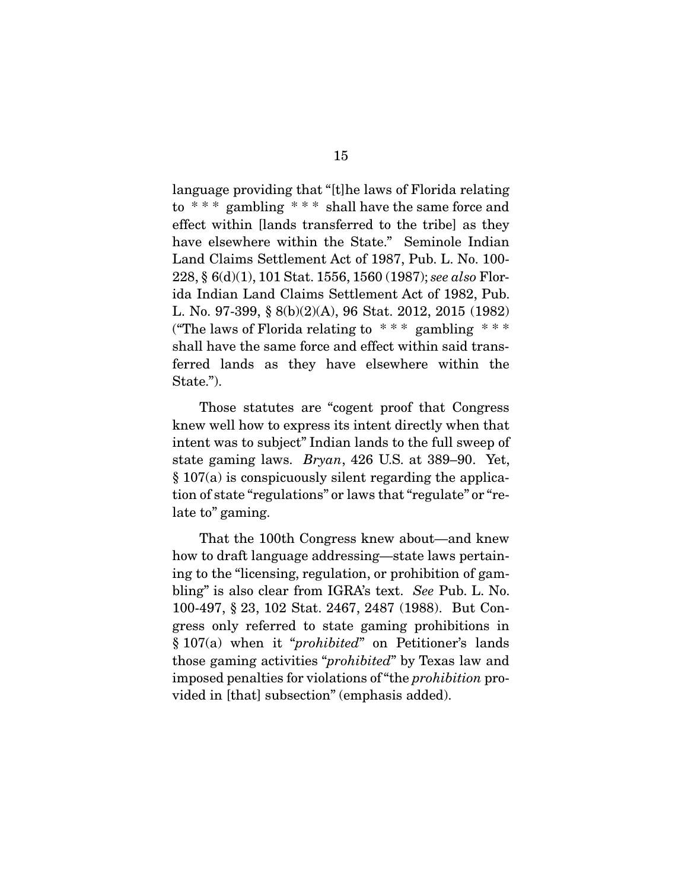language providing that "[t]he laws of Florida relating to * * * gambling * * * shall have the same force and effect within [lands transferred to the tribe] as they have elsewhere within the State." Seminole Indian Land Claims Settlement Act of 1987, Pub. L. No. 100-228, § 6(d)(1), 101 Stat. 1556, 1560 (1987); *see also* Florida Indian Land Claims Settlement Act of 1982, Pub. L. No. 97-399, § 8(b)(2)(A), 96 Stat. 2012, 2015 (1982) ("The laws of Florida relating to * * * gambling * * * shall have the same force and effect within said transferred lands as they have elsewhere within the State.").

Those statutes are "cogent proof that Congress knew well how to express its intent directly when that intent was to subject" Indian lands to the full sweep of state gaming laws. *Bryan*, 426 U.S. at 389–90. Yet, § 107(a) is conspicuously silent regarding the application of state "regulations" or laws that "regulate" or "relate to" gaming.

That the 100th Congress knew about—and knew how to draft language addressing—state laws pertaining to the "licensing, regulation, or prohibition of gambling" is also clear from IGRA's text. *See* Pub. L. No. 100-497, § 23, 102 Stat. 2467, 2487 (1988). But Congress only referred to state gaming prohibitions in § 107(a) when it "*prohibited*" on Petitioner's lands those gaming activities "*prohibited*" by Texas law and imposed penalties for violations of "the *prohibition* provided in [that] subsection" (emphasis added).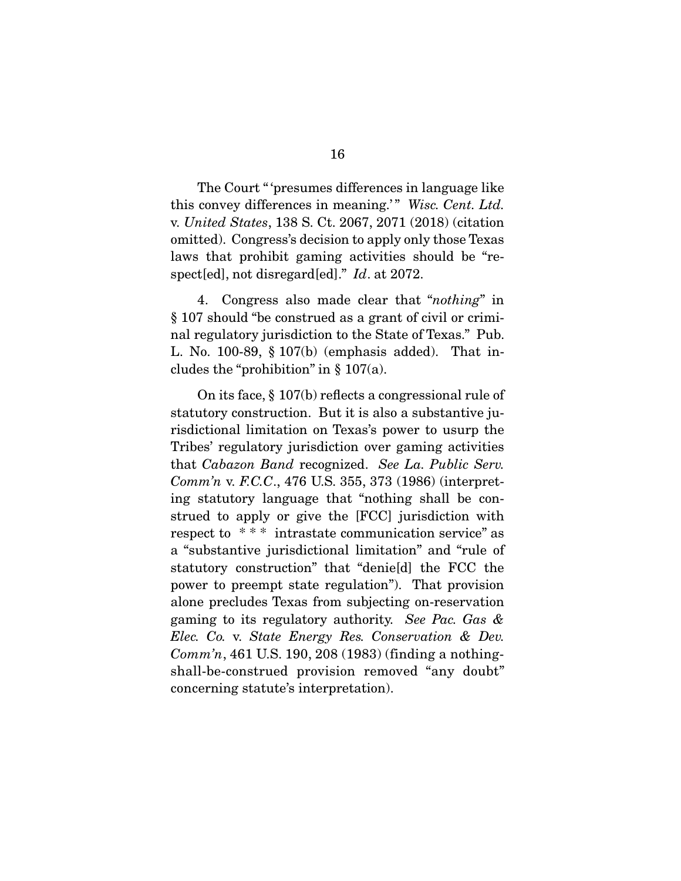The Court "'presumes differences in language like this convey differences in meaning.'" *Wisc. Cent. Ltd.* v. *United States*, 138 S. Ct. 2067, 2071 (2018) (citation omitted). Congress's decision to apply only those Texas laws that prohibit gaming activities should be "respect[ed], not disregard[ed]." *Id*. at 2072.

4. Congress also made clear that "*nothing*" in § 107 should "be construed as a grant of civil or criminal regulatory jurisdiction to the State of Texas." Pub. L. No. 100-89, § 107(b) (emphasis added). That includes the "prohibition" in § 107(a).

On its face, § 107(b) reflects a congressional rule of statutory construction. But it is also a substantive jurisdictional limitation on Texas's power to usurp the Tribes' regulatory jurisdiction over gaming activities that *Cabazon Band* recognized. *See La. Public Serv. Comm'n* v. *F.C.C.*, 476 U.S. 355, 373 (1986) (interpreting statutory language that "nothing shall be construed to apply or give the [FCC] jurisdiction with respect to * * * intrastate communication service" as a "substantive jurisdictional limitation" and "rule of statutory construction" that "denie[d] the FCC the power to preempt state regulation"). That provision alone precludes Texas from subjecting on-reservation gaming to its regulatory authority. *See Pac. Gas & Elec. Co.* v. *State Energy Res. Conservation & Dev. Comm'n*, 461 U.S. 190, 208 (1983) (finding a nothing-shall-be-construed provision removed "any doubt" concerning statute's interpretation).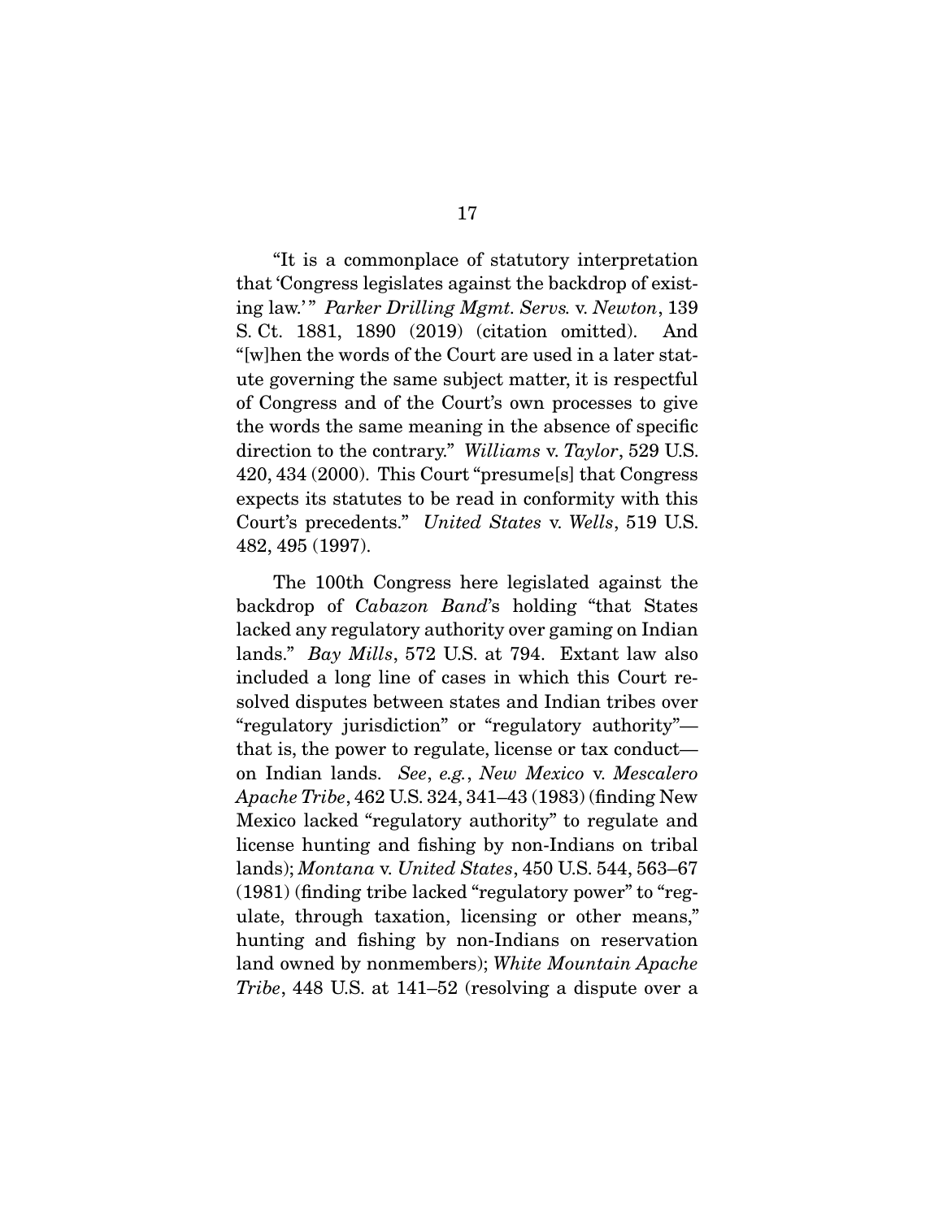"It is a commonplace of statutory interpretation that 'Congress legislates against the backdrop of existing law.'" *Parker Drilling Mgmt. Servs.* v. *Newton*, 139 S. Ct. 1881, 1890 (2019) (citation omitted). And "[w]hen the words of the Court are used in a later statute governing the same subject matter, it is respectful of Congress and of the Court's own processes to give the words the same meaning in the absence of specific direction to the contrary." *Williams* v. *Taylor*, 529 U.S. 420, 434 (2000). This Court "presume[s] that Congress expects its statutes to be read in conformity with this Court's precedents." *United States* v. *Wells*, 519 U.S. 482, 495 (1997).

The 100th Congress here legislated against the backdrop of *Cabazon Band*'s holding "that States lacked any regulatory authority over gaming on Indian lands." *Bay Mills*, 572 U.S. at 794. Extant law also included a long line of cases in which this Court resolved disputes between states and Indian tribes over "regulatory jurisdiction" or "regulatory authority"—that is, the power to regulate, license or tax conduct—on Indian lands. *See*, *e.g.*, *New Mexico* v. *Mescalero Apache Tribe*, 462 U.S. 324, 341–43 (1983) (finding New Mexico lacked "regulatory authority" to regulate and license hunting and fishing by non-Indians on tribal lands); *Montana* v. *United States*, 450 U.S. 544, 563–67 (1981) (finding tribe lacked "regulatory power" to "regulate, through taxation, licensing or other means," hunting and fishing by non-Indians on reservation land owned by nonmembers); *White Mountain Apache Tribe*, 448 U.S. at 141–52 (resolving a dispute over a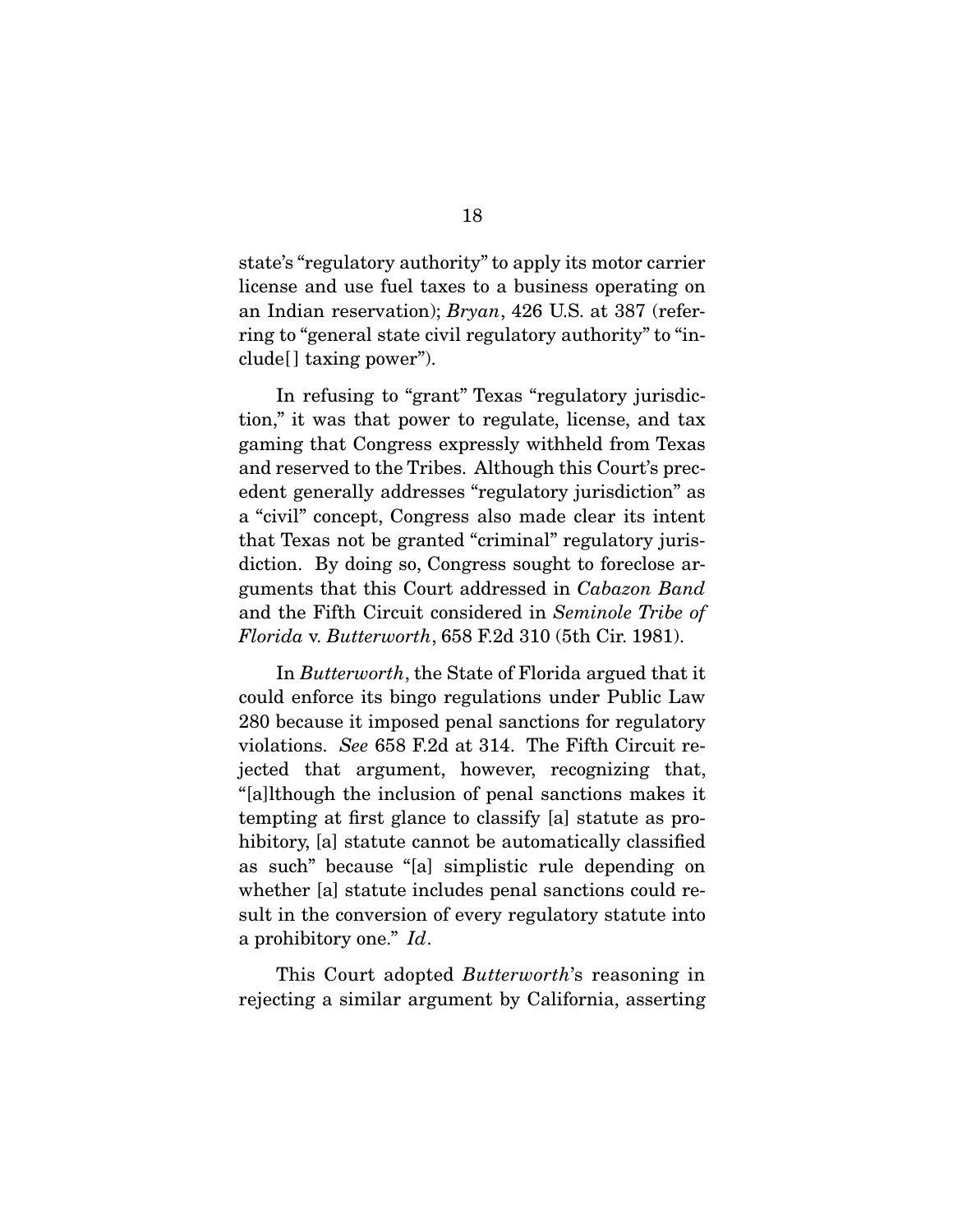state's "regulatory authority" to apply its motor carrier license and use fuel taxes to a business operating on an Indian reservation); *Bryan*, 426 U.S. at 387 (referring to "general state civil regulatory authority" to "include[] taxing power").

In refusing to "grant" Texas "regulatory jurisdiction," it was that power to regulate, license, and tax gaming that Congress expressly withheld from Texas and reserved to the Tribes. Although this Court's precedent generally addresses "regulatory jurisdiction" as a "civil" concept, Congress also made clear its intent that Texas not be granted "criminal" regulatory jurisdiction. By doing so, Congress sought to foreclose arguments that this Court addressed in *Cabazon Band* and the Fifth Circuit considered in *Seminole Tribe of Florida* v. *Butterworth*, 658 F.2d 310 (5th Cir. 1981).

In *Butterworth*, the State of Florida argued that it could enforce its bingo regulations under Public Law 280 because it imposed penal sanctions for regulatory violations. *See* 658 F.2d at 314. The Fifth Circuit rejected that argument, however, recognizing that, "[a]lthough the inclusion of penal sanctions makes it tempting at first glance to classify [a] statute as prohibitory, [a] statute cannot be automatically classified as such" because "[a] simplistic rule depending on whether [a] statute includes penal sanctions could result in the conversion of every regulatory statute into a prohibitory one." *Id*.

This Court adopted *Butterworth*'s reasoning in rejecting a similar argument by California, asserting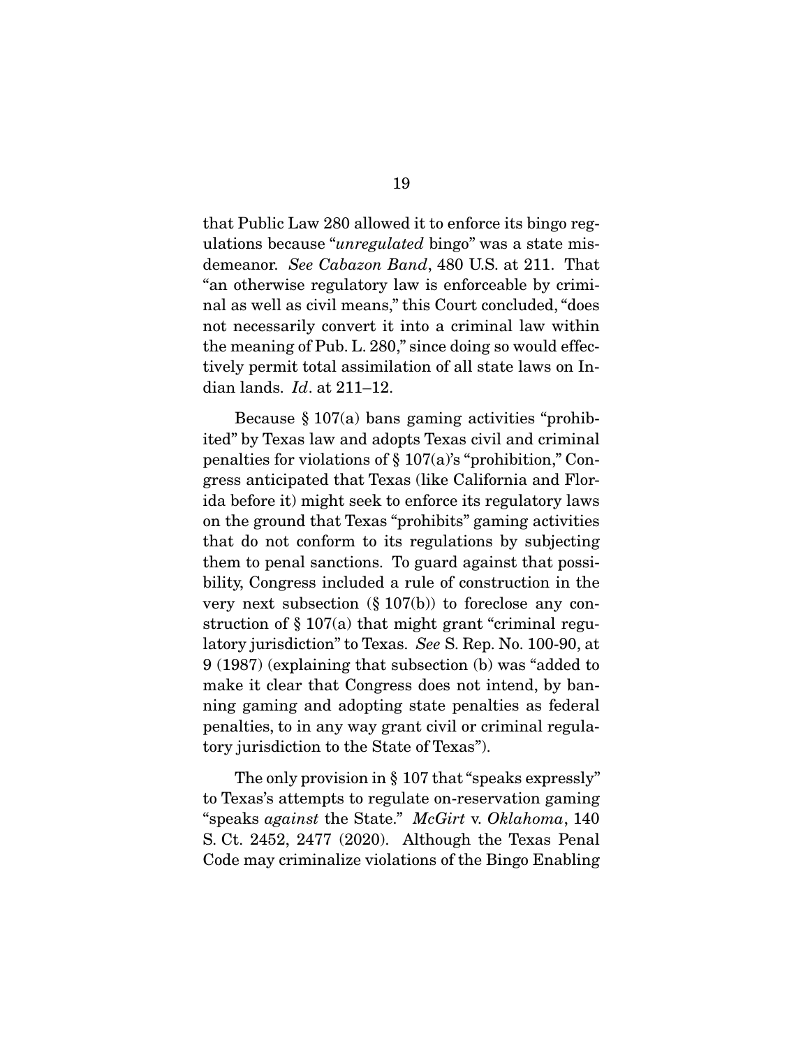that Public Law 280 allowed it to enforce its bingo regulations because "*unregulated* bingo" was a state misdemeanor. *See Cabazon Band*, 480 U.S. at 211. That "an otherwise regulatory law is enforceable by criminal as well as civil means," this Court concluded, "does not necessarily convert it into a criminal law within the meaning of Pub. L. 280," since doing so would effectively permit total assimilation of all state laws on Indian lands. *Id*. at 211–12.

Because § 107(a) bans gaming activities "prohibited" by Texas law and adopts Texas civil and criminal penalties for violations of § 107(a)'s "prohibition," Congress anticipated that Texas (like California and Florida before it) might seek to enforce its regulatory laws on the ground that Texas "prohibits" gaming activities that do not conform to its regulations by subjecting them to penal sanctions. To guard against that possibility, Congress included a rule of construction in the very next subsection (§ 107(b)) to foreclose any construction of § 107(a) that might grant "criminal regulatory jurisdiction" to Texas. *See* S. Rep. No. 100-90, at 9 (1987) (explaining that subsection (b) was "added to make it clear that Congress does not intend, by banning gaming and adopting state penalties as federal penalties, to in any way grant civil or criminal regulatory jurisdiction to the State of Texas").

The only provision in § 107 that "speaks expressly" to Texas's attempts to regulate on-reservation gaming "speaks *against* the State." *McGirt* v. *Oklahoma*, 140 S. Ct. 2452, 2477 (2020). Although the Texas Penal Code may criminalize violations of the Bingo Enabling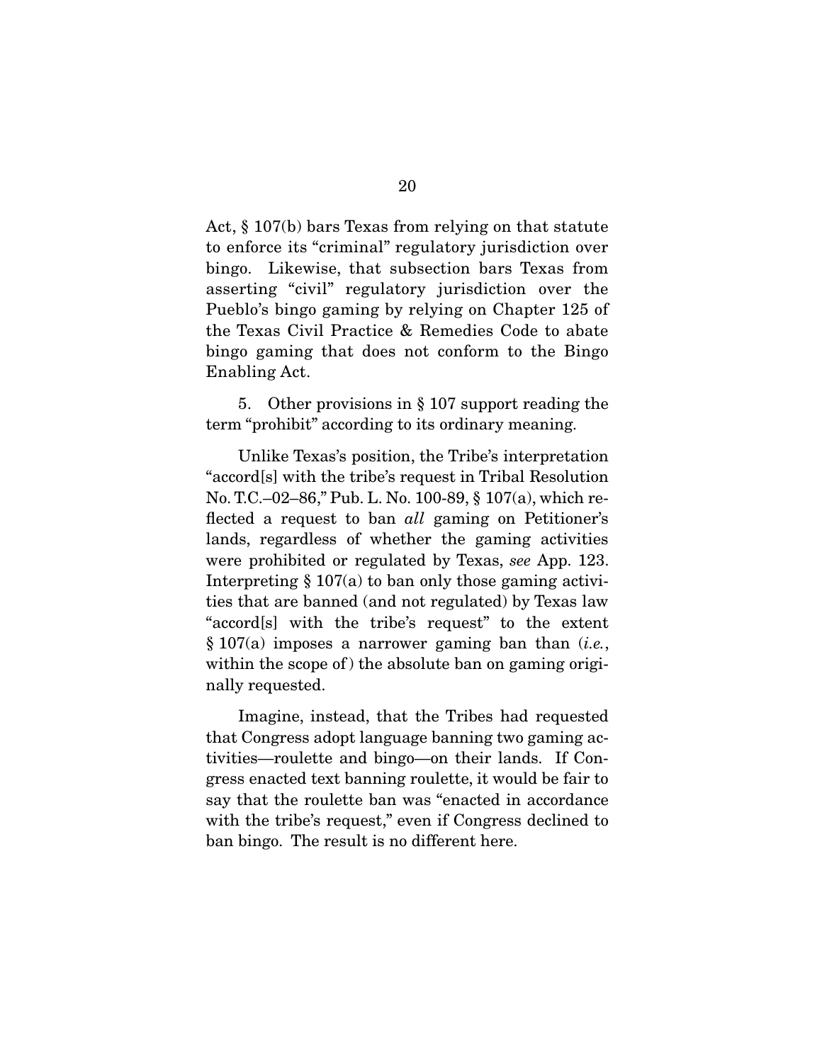Act, § 107(b) bars Texas from relying on that statute to enforce its "criminal" regulatory jurisdiction over bingo. Likewise, that subsection bars Texas from asserting "civil" regulatory jurisdiction over the Pueblo's bingo gaming by relying on Chapter 125 of the Texas Civil Practice & Remedies Code to abate bingo gaming that does not conform to the Bingo Enabling Act.

5. Other provisions in § 107 support reading the term "prohibit" according to its ordinary meaning.

Unlike Texas's position, the Tribe's interpretation "accord[s] with the tribe's request in Tribal Resolution No. T.C.–02–86," Pub. L. No. 100-89, § 107(a), which reflected a request to ban *all* gaming on Petitioner's lands, regardless of whether the gaming activities were prohibited or regulated by Texas, *see* App. 123. Interpreting § 107(a) to ban only those gaming activities that are banned (and not regulated) by Texas law "accord[s] with the tribe's request" to the extent § 107(a) imposes a narrower gaming ban than (*i.e.*, within the scope of) the absolute ban on gaming originally requested.

Imagine, instead, that the Tribes had requested that Congress adopt language banning two gaming activities—roulette and bingo—on their lands. If Congress enacted text banning roulette, it would be fair to say that the roulette ban was "enacted in accordance with the tribe's request," even if Congress declined to ban bingo. The result is no different here.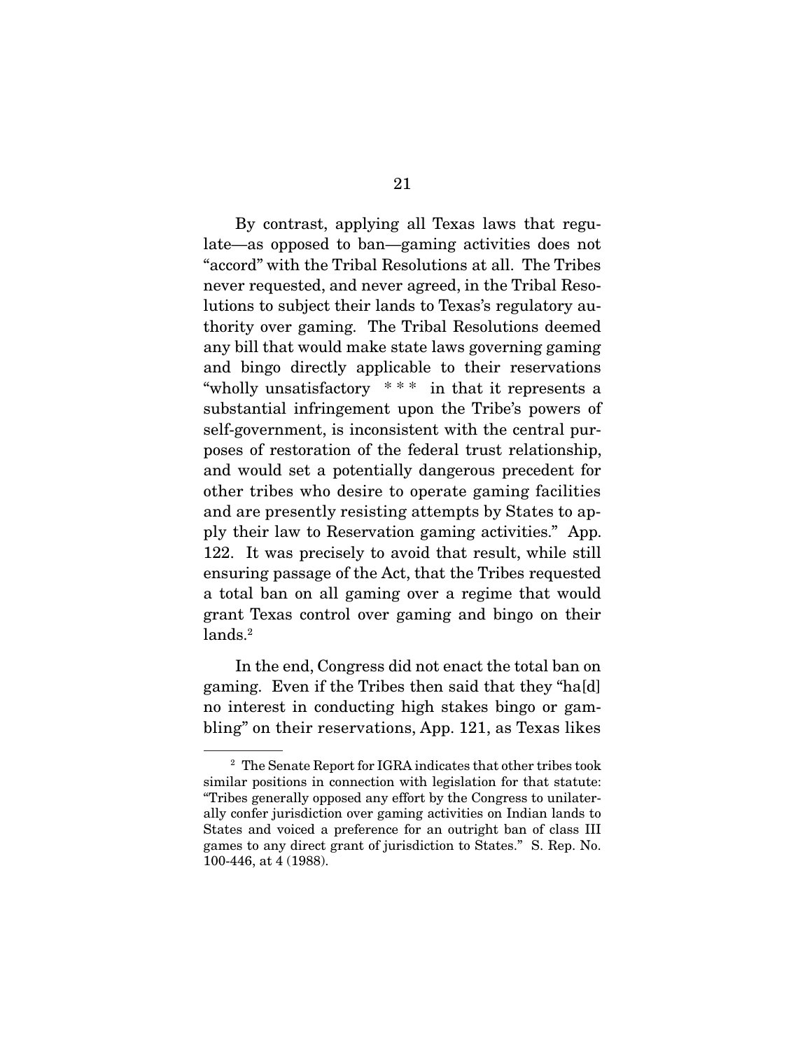By contrast, applying all Texas laws that regulate—as opposed to ban—gaming activities does not "accord" with the Tribal Resolutions at all. The Tribes never requested, and never agreed, in the Tribal Resolutions to subject their lands to Texas's regulatory authority over gaming. The Tribal Resolutions deemed any bill that would make state laws governing gaming and bingo directly applicable to their reservations "wholly unsatisfactory \* \* \* in that it represents a substantial infringement upon the Tribe's powers of self-government, is inconsistent with the central purposes of restoration of the federal trust relationship, and would set a potentially dangerous precedent for other tribes who desire to operate gaming facilities and are presently resisting attempts by States to apply their law to Reservation gaming activities." App. 122. It was precisely to avoid that result, while still ensuring passage of the Act, that the Tribes requested a total ban on all gaming over a regime that would grant Texas control over gaming and bingo on their lands.[2]

In the end, Congress did not enact the total ban on gaming. Even if the Tribes then said that they "ha[d] no interest in conducting high stakes bingo or gambling" on their reservations, App. 121, as Texas likes

[2] The Senate Report for IGRA indicates that other tribes took similar positions in connection with legislation for that statute: "Tribes generally opposed any effort by the Congress to unilaterally confer jurisdiction over gaming activities on Indian lands to States and voiced a preference for an outright ban of class III games to any direct grant of jurisdiction to States." S. Rep. No. 100-446, at 4 (1988).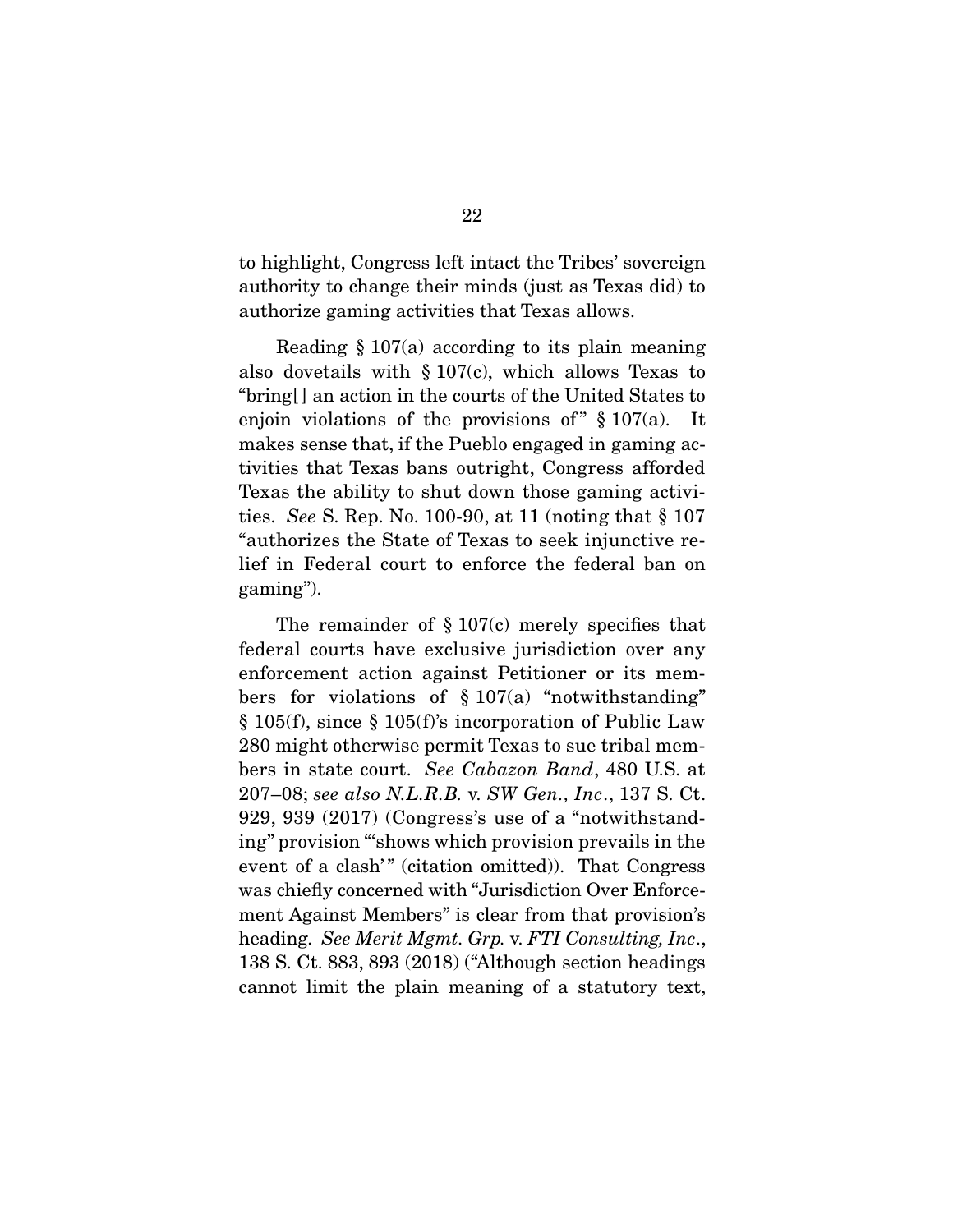to highlight, Congress left intact the Tribes' sovereign authority to change their minds (just as Texas did) to authorize gaming activities that Texas allows.

Reading § 107(a) according to its plain meaning also dovetails with § 107(c), which allows Texas to "bring[] an action in the courts of the United States to enjoin violations of the provisions of" § 107(a). It makes sense that, if the Pueblo engaged in gaming activities that Texas bans outright, Congress afforded Texas the ability to shut down those gaming activities. *See* S. Rep. No. 100-90, at 11 (noting that § 107 "authorizes the State of Texas to seek injunctive relief in Federal court to enforce the federal ban on gaming").

The remainder of § 107(c) merely specifies that federal courts have exclusive jurisdiction over any enforcement action against Petitioner or its members for violations of § 107(a) "notwithstanding" § 105(f), since § 105(f)'s incorporation of Public Law 280 might otherwise permit Texas to sue tribal members in state court. *See Cabazon Band*, 480 U.S. at 207–08; *see also N.L.R.B.* v. *SW Gen., Inc*., 137 S. Ct. 929, 939 (2017) (Congress's use of a "notwithstanding" provision "'shows which provision prevails in the event of a clash'" (citation omitted)). That Congress was chiefly concerned with "Jurisdiction Over Enforcement Against Members" is clear from that provision's heading. *See Merit Mgmt. Grp.* v. *FTI Consulting, Inc*., 138 S. Ct. 883, 893 (2018) ("Although section headings cannot limit the plain meaning of a statutory text,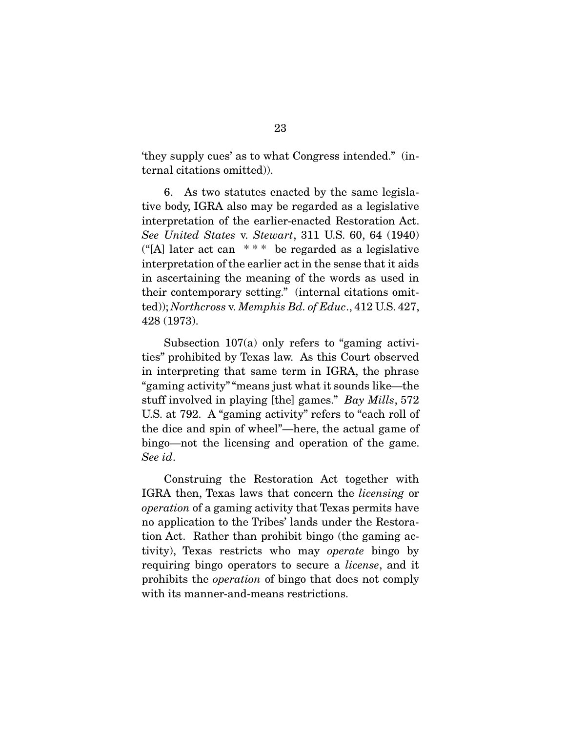'they supply cues' as to what Congress intended." (internal citations omitted)).

6. As two statutes enacted by the same legislative body, IGRA also may be regarded as a legislative interpretation of the earlier-enacted Restoration Act. *See United States* v. *Stewart*, 311 U.S. 60, 64 (1940) ("[A] later act can * * * be regarded as a legislative interpretation of the earlier act in the sense that it aids in ascertaining the meaning of the words as used in their contemporary setting." (internal citations omitted)); *Northcross* v. *Memphis Bd. of Educ*., 412 U.S. 427, 428 (1973).

Subsection 107(a) only refers to "gaming activities" prohibited by Texas law. As this Court observed in interpreting that same term in IGRA, the phrase "gaming activity" "means just what it sounds like—the stuff involved in playing [the] games." *Bay Mills*, 572 U.S. at 792. A "gaming activity" refers to "each roll of the dice and spin of wheel"—here, the actual game of bingo—not the licensing and operation of the game. *See id*.

Construing the Restoration Act together with IGRA then, Texas laws that concern the *licensing* or *operation* of a gaming activity that Texas permits have no application to the Tribes' lands under the Restoration Act. Rather than prohibit bingo (the gaming activity), Texas restricts who may *operate* bingo by requiring bingo operators to secure a *license*, and it prohibits the *operation* of bingo that does not comply with its manner-and-means restrictions.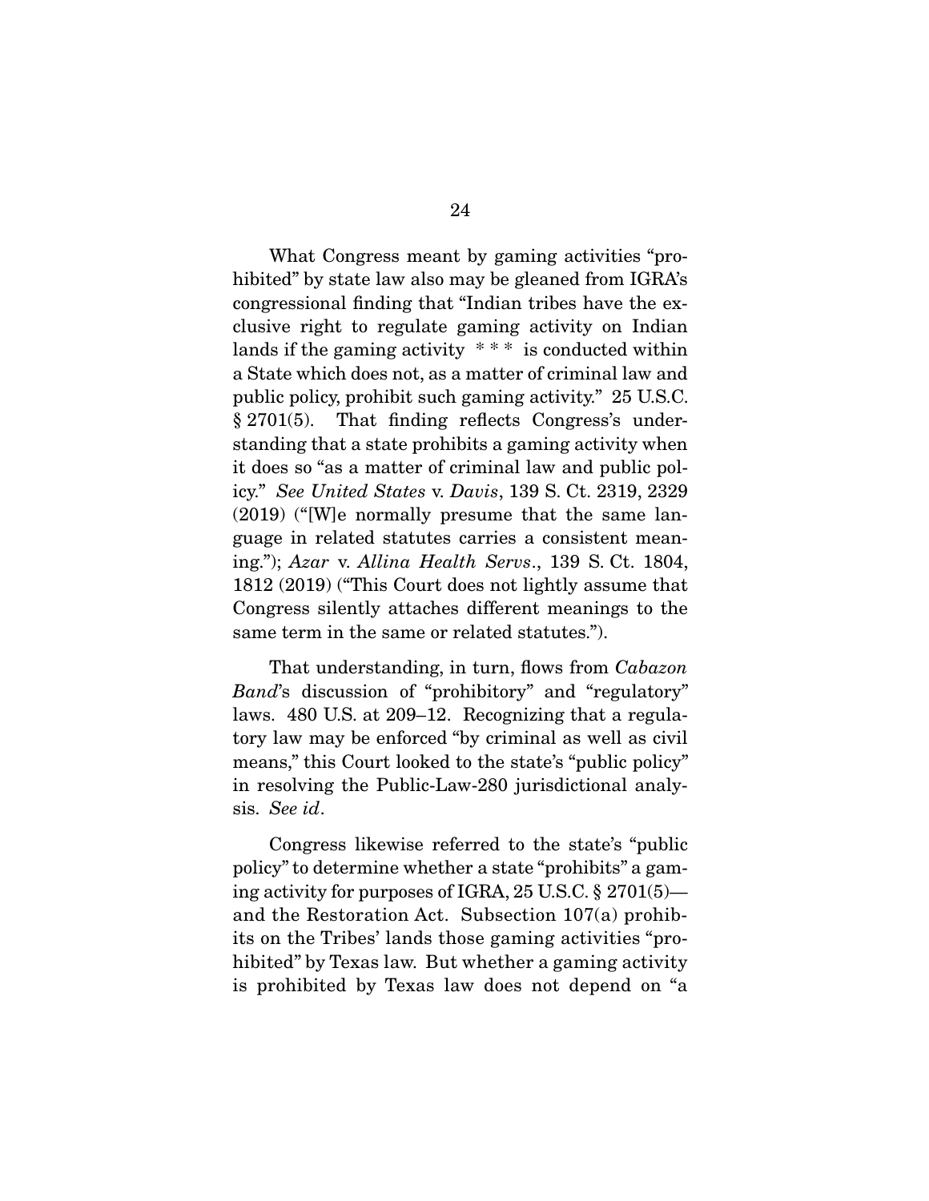What Congress meant by gaming activities "prohibited" by state law also may be gleaned from IGRA's congressional finding that "Indian tribes have the exclusive right to regulate gaming activity on Indian lands if the gaming activity * * * is conducted within a State which does not, as a matter of criminal law and public policy, prohibit such gaming activity." 25 U.S.C. § 2701(5). That finding reflects Congress's understanding that a state prohibits a gaming activity when it does so "as a matter of criminal law and public policy." *See United States* v. *Davis*, 139 S. Ct. 2319, 2329 (2019) ("[W]e normally presume that the same language in related statutes carries a consistent meaning."); *Azar* v. *Allina Health Servs*., 139 S. Ct. 1804, 1812 (2019) ("This Court does not lightly assume that Congress silently attaches different meanings to the same term in the same or related statutes.").

That understanding, in turn, flows from *Cabazon Band*'s discussion of "prohibitory" and "regulatory" laws. 480 U.S. at 209–12. Recognizing that a regulatory law may be enforced "by criminal as well as civil means," this Court looked to the state's "public policy" in resolving the Public-Law-280 jurisdictional analysis. *See id*.

Congress likewise referred to the state's "public policy" to determine whether a state "prohibits" a gaming activity for purposes of IGRA, 25 U.S.C. § 2701(5)—and the Restoration Act. Subsection 107(a) prohibits on the Tribes' lands those gaming activities "prohibited" by Texas law. But whether a gaming activity is prohibited by Texas law does not depend on "a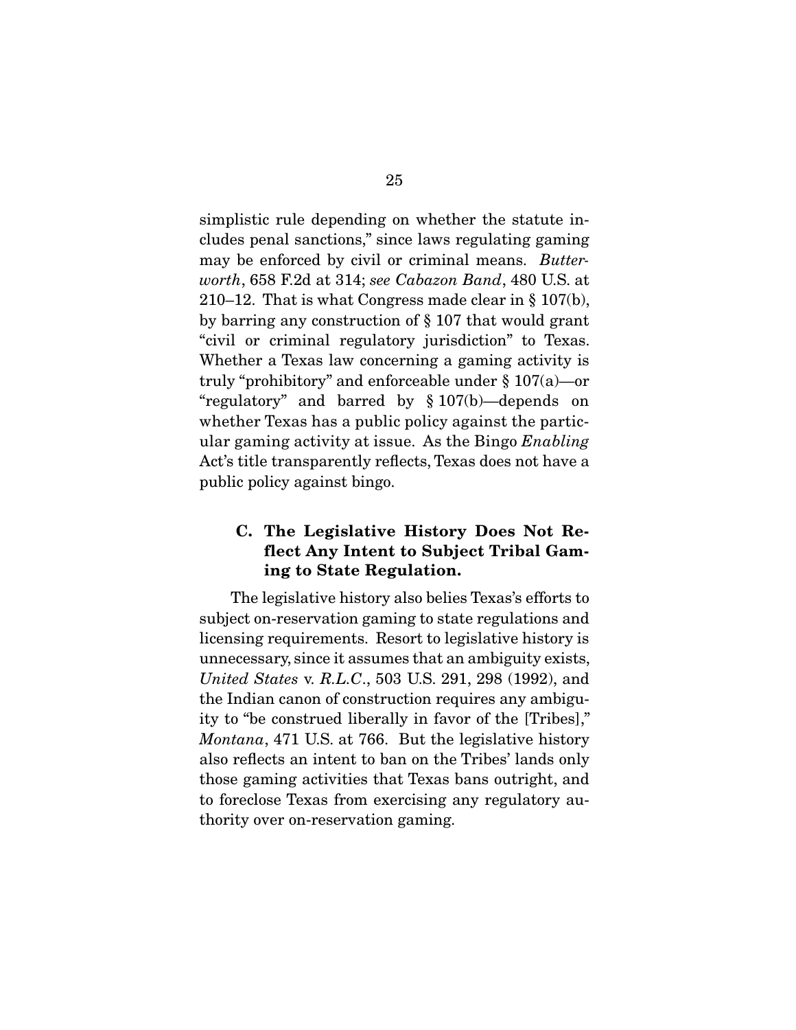simplistic rule depending on whether the statute includes penal sanctions," since laws regulating gaming may be enforced by civil or criminal means. *Butterworth*, 658 F.2d at 314; *see Cabazon Band*, 480 U.S. at 210–12. That is what Congress made clear in § 107(b), by barring any construction of § 107 that would grant "civil or criminal regulatory jurisdiction" to Texas. Whether a Texas law concerning a gaming activity is truly "prohibitory" and enforceable under § 107(a)—or "regulatory" and barred by § 107(b)—depends on whether Texas has a public policy against the particular gaming activity at issue. As the Bingo *Enabling* Act's title transparently reflects, Texas does not have a public policy against bingo.

### C. The Legislative History Does Not Reflect Any Intent to Subject Tribal Gaming to State Regulation.

The legislative history also belies Texas's efforts to subject on-reservation gaming to state regulations and licensing requirements. Resort to legislative history is unnecessary, since it assumes that an ambiguity exists, *United States* v. *R.L.C.*, 503 U.S. 291, 298 (1992), and the Indian canon of construction requires any ambiguity to "be construed liberally in favor of the [Tribes]," *Montana*, 471 U.S. at 766. But the legislative history also reflects an intent to ban on the Tribes' lands only those gaming activities that Texas bans outright, and to foreclose Texas from exercising any regulatory authority over on-reservation gaming.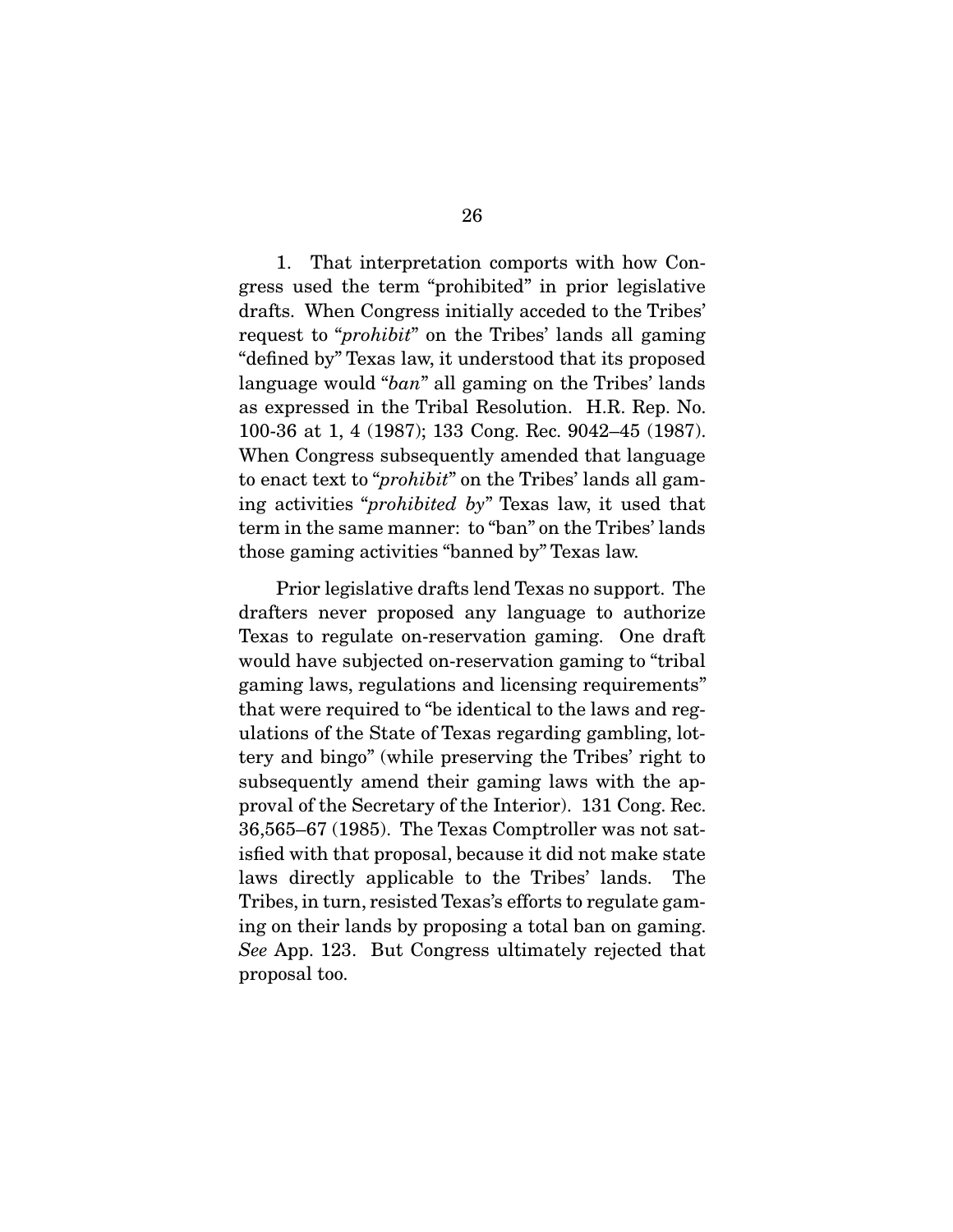1. That interpretation comports with how Congress used the term "prohibited" in prior legislative drafts. When Congress initially acceded to the Tribes' request to "*prohibit*" on the Tribes' lands all gaming "defined by" Texas law, it understood that its proposed language would "*ban*" all gaming on the Tribes' lands as expressed in the Tribal Resolution. H.R. Rep. No. 100-36 at 1, 4 (1987); 133 Cong. Rec. 9042–45 (1987). When Congress subsequently amended that language to enact text to "*prohibit*" on the Tribes' lands all gaming activities "*prohibited by*" Texas law, it used that term in the same manner: to "ban" on the Tribes' lands those gaming activities "banned by" Texas law.

Prior legislative drafts lend Texas no support. The drafters never proposed any language to authorize Texas to regulate on-reservation gaming. One draft would have subjected on-reservation gaming to "tribal gaming laws, regulations and licensing requirements" that were required to "be identical to the laws and regulations of the State of Texas regarding gambling, lottery and bingo" (while preserving the Tribes' right to subsequently amend their gaming laws with the approval of the Secretary of the Interior). 131 Cong. Rec. 36,565–67 (1985). The Texas Comptroller was not satisfied with that proposal, because it did not make state laws directly applicable to the Tribes' lands. The Tribes, in turn, resisted Texas's efforts to regulate gaming on their lands by proposing a total ban on gaming. *See* App. 123. But Congress ultimately rejected that proposal too.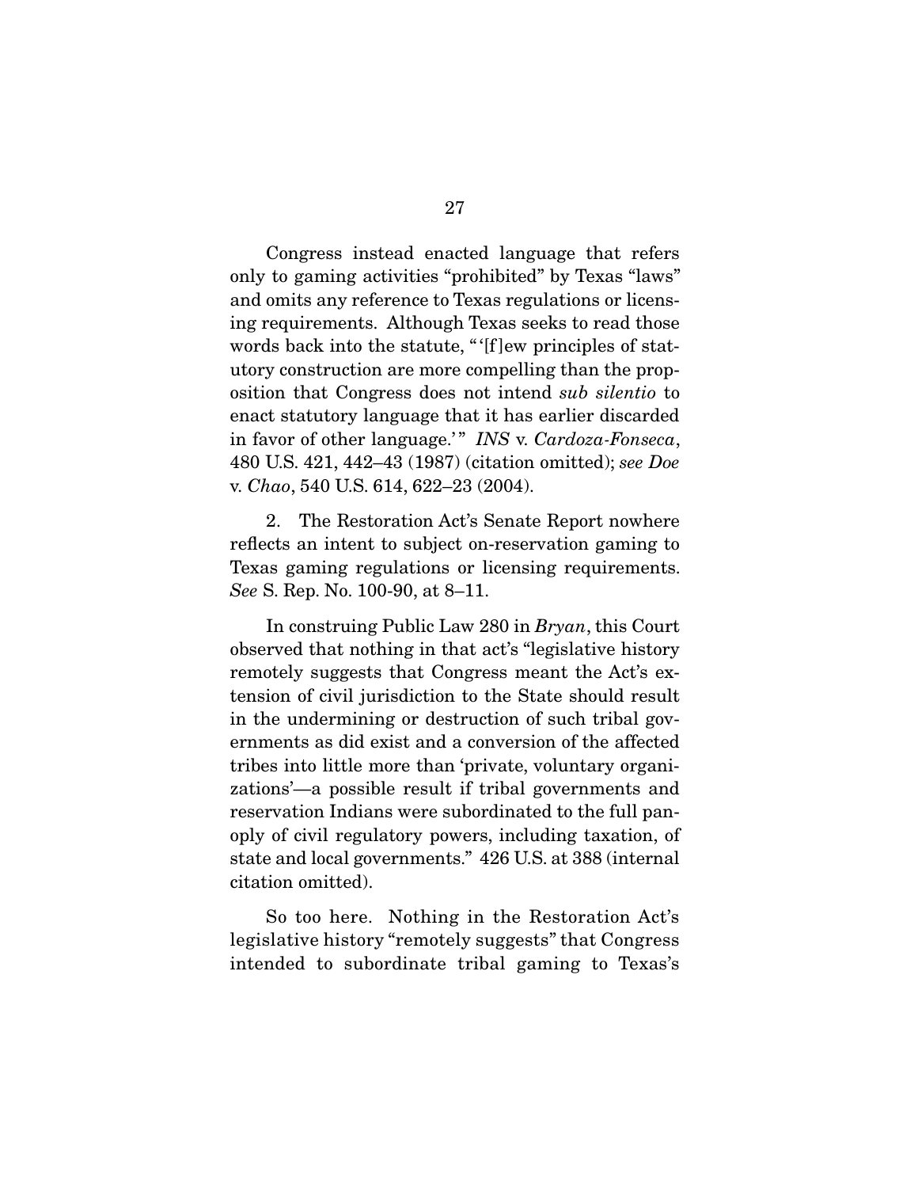Congress instead enacted language that refers only to gaming activities "prohibited" by Texas "laws" and omits any reference to Texas regulations or licensing requirements. Although Texas seeks to read those words back into the statute, "'[f]ew principles of statutory construction are more compelling than the proposition that Congress does not intend *sub silentio* to enact statutory language that it has earlier discarded in favor of other language.'" *INS* v. *Cardoza-Fonseca*, 480 U.S. 421, 442–43 (1987) (citation omitted); *see Doe* v. *Chao*, 540 U.S. 614, 622–23 (2004).

2. The Restoration Act's Senate Report nowhere reflects an intent to subject on-reservation gaming to Texas gaming regulations or licensing requirements. *See* S. Rep. No. 100-90, at 8–11.

In construing Public Law 280 in *Bryan*, this Court observed that nothing in that act's "legislative history remotely suggests that Congress meant the Act's extension of civil jurisdiction to the State should result in the undermining or destruction of such tribal governments as did exist and a conversion of the affected tribes into little more than 'private, voluntary organizations'—a possible result if tribal governments and reservation Indians were subordinated to the full panoply of civil regulatory powers, including taxation, of state and local governments." 426 U.S. at 388 (internal citation omitted).

So too here. Nothing in the Restoration Act's legislative history "remotely suggests" that Congress intended to subordinate tribal gaming to Texas's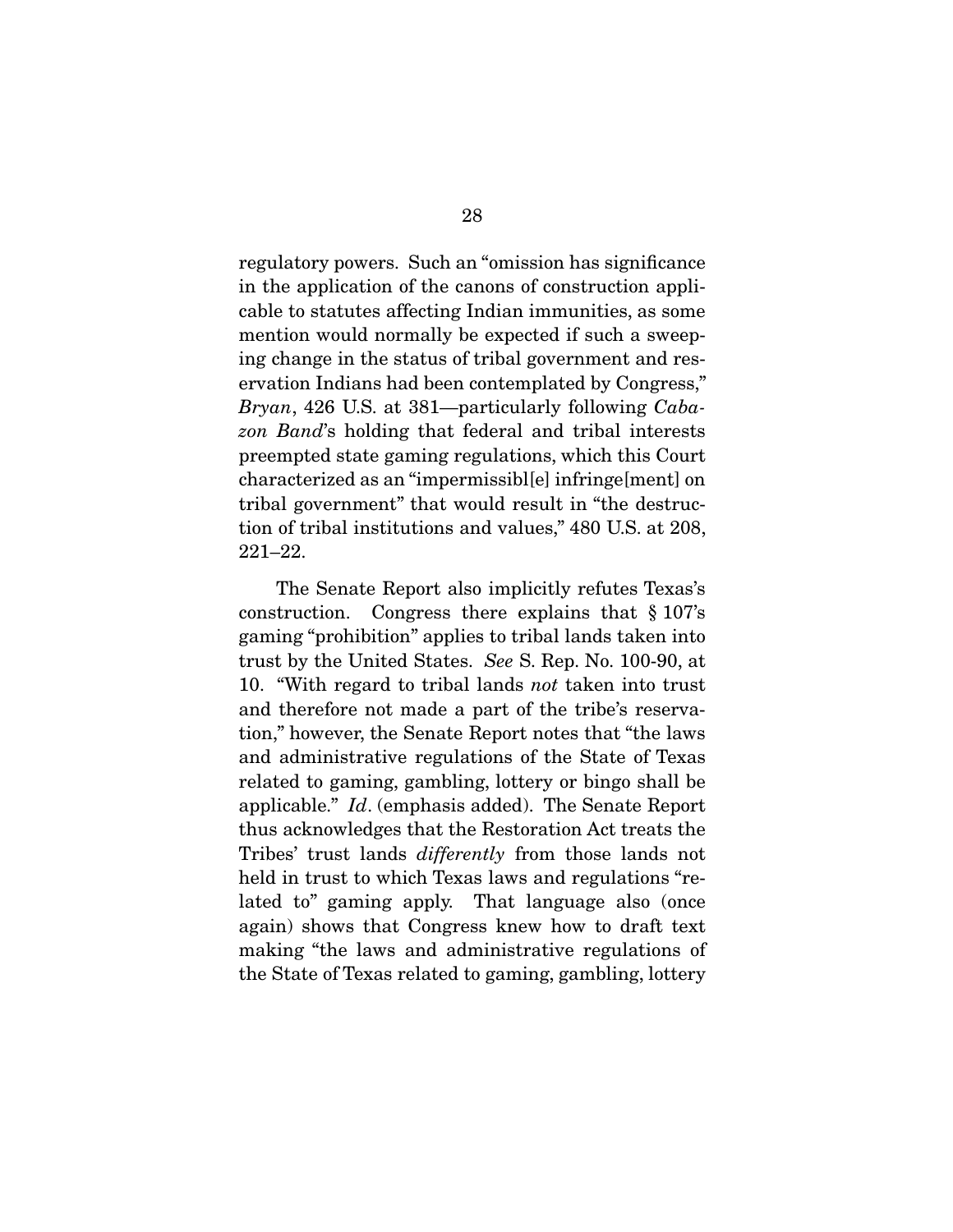regulatory powers. Such an "omission has significance in the application of the canons of construction applicable to statutes affecting Indian immunities, as some mention would normally be expected if such a sweeping change in the status of tribal government and reservation Indians had been contemplated by Congress," *Bryan*, 426 U.S. at 381—particularly following *Cabazon Band*'s holding that federal and tribal interests preempted state gaming regulations, which this Court characterized as an "impermissibl[e] infringe[ment] on tribal government" that would result in "the destruction of tribal institutions and values," 480 U.S. at 208, 221–22.

The Senate Report also implicitly refutes Texas's construction. Congress there explains that § 107's gaming "prohibition" applies to tribal lands taken into trust by the United States. *See* S. Rep. No. 100-90, at 10. "With regard to tribal lands *not* taken into trust and therefore not made a part of the tribe's reservation," however, the Senate Report notes that "the laws and administrative regulations of the State of Texas related to gaming, gambling, lottery or bingo shall be applicable." *Id*. (emphasis added). The Senate Report thus acknowledges that the Restoration Act treats the Tribes' trust lands *differently* from those lands not held in trust to which Texas laws and regulations "related to" gaming apply. That language also (once again) shows that Congress knew how to draft text making "the laws and administrative regulations of the State of Texas related to gaming, gambling, lottery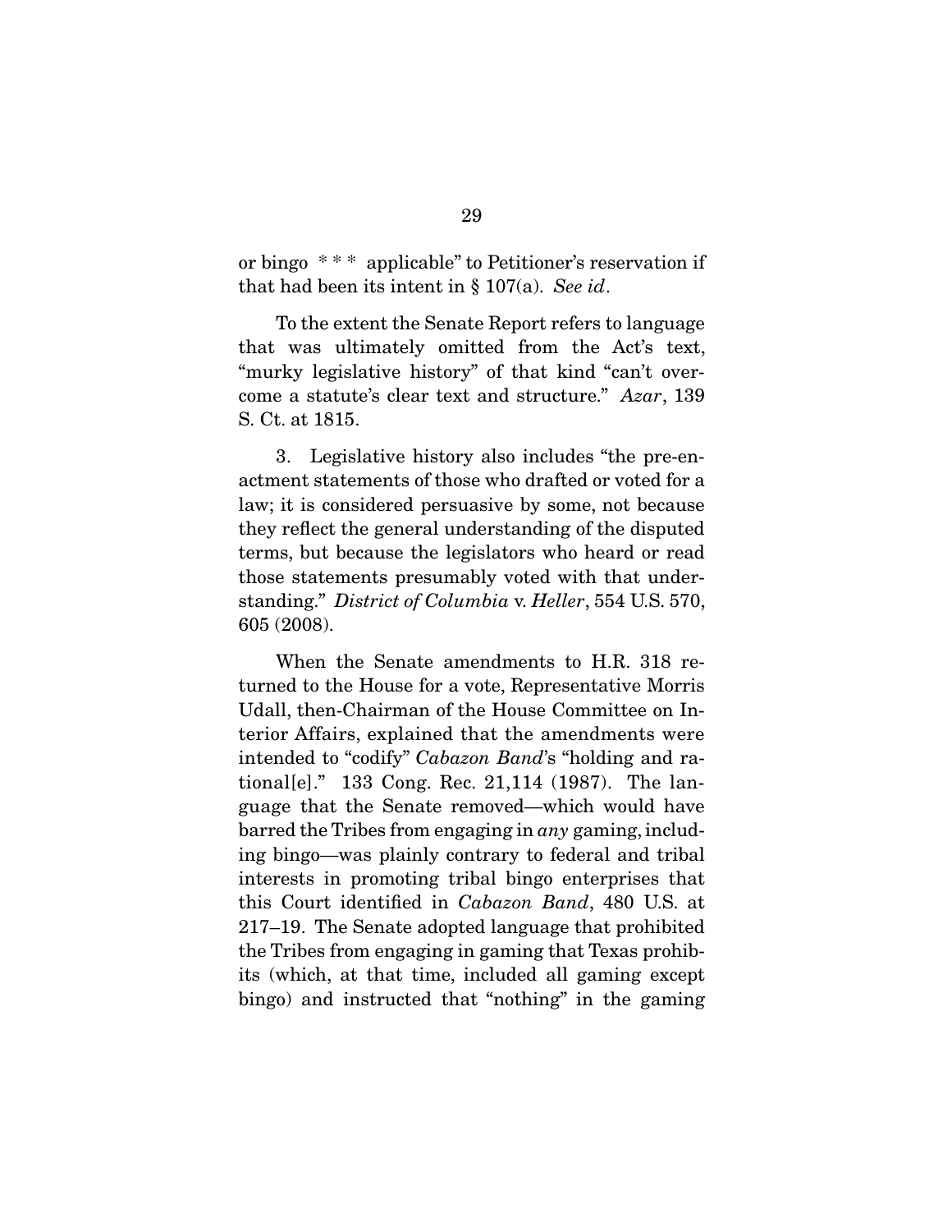or bingo \* \* \* applicable" to Petitioner's reservation if that had been its intent in § 107(a). *See id*.

To the extent the Senate Report refers to language that was ultimately omitted from the Act's text, "murky legislative history" of that kind "can't overcome a statute's clear text and structure." *Azar*, 139 S. Ct. at 1815.

3. Legislative history also includes "the pre-enactment statements of those who drafted or voted for a law; it is considered persuasive by some, not because they reflect the general understanding of the disputed terms, but because the legislators who heard or read those statements presumably voted with that understanding." *District of Columbia* v. *Heller*, 554 U.S. 570, 605 (2008).

When the Senate amendments to H.R. 318 returned to the House for a vote, Representative Morris Udall, then-Chairman of the House Committee on Interior Affairs, explained that the amendments were intended to "codify" *Cabazon Band*'s "holding and rational[e]." 133 Cong. Rec. 21,114 (1987). The language that the Senate removed—which would have barred the Tribes from engaging in *any* gaming, including bingo—was plainly contrary to federal and tribal interests in promoting tribal bingo enterprises that this Court identified in *Cabazon Band*, 480 U.S. at 217–19. The Senate adopted language that prohibited the Tribes from engaging in gaming that Texas prohibits (which, at that time, included all gaming except bingo) and instructed that "nothing" in the gaming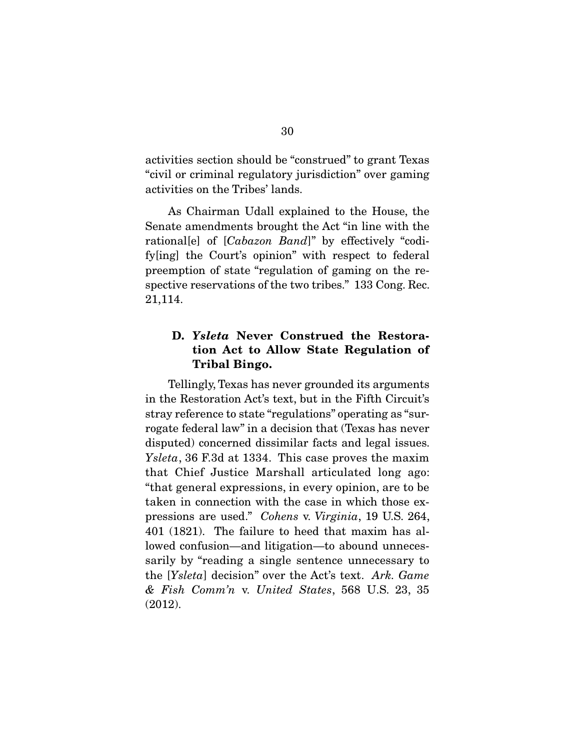activities section should be "construed" to grant Texas "civil or criminal regulatory jurisdiction" over gaming activities on the Tribes' lands.

As Chairman Udall explained to the House, the Senate amendments brought the Act "in line with the rational[e] of [*Cabazon Band*]" by effectively "codify[ing] the Court's opinion" with respect to federal preemption of state "regulation of gaming on the respective reservations of the two tribes." 133 Cong. Rec. 21,114.

### D. *Ysleta* Never Construed the Restoration Act to Allow State Regulation of Tribal Bingo.

Tellingly, Texas has never grounded its arguments in the Restoration Act's text, but in the Fifth Circuit's stray reference to state "regulations" operating as "surrogate federal law" in a decision that (Texas has never disputed) concerned dissimilar facts and legal issues. *Ysleta*, 36 F.3d at 1334. This case proves the maxim that Chief Justice Marshall articulated long ago: "that general expressions, in every opinion, are to be taken in connection with the case in which those expressions are used." *Cohens* v. *Virginia*, 19 U.S. 264, 401 (1821). The failure to heed that maxim has allowed confusion—and litigation—to abound unnecessarily by "reading a single sentence unnecessary to the [*Ysleta*] decision" over the Act's text. *Ark. Game & Fish Comm'n* v. *United States*, 568 U.S. 23, 35 (2012).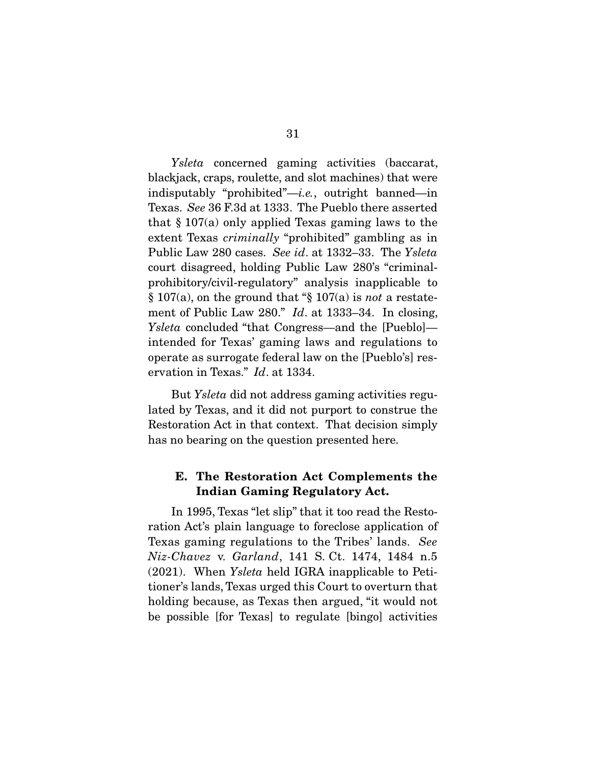*Ysleta* concerned gaming activities (baccarat, blackjack, craps, roulette, and slot machines) that were indisputably "prohibited"—*i.e.*, outright banned—in Texas. *See* 36 F.3d at 1333. The Pueblo there asserted that § 107(a) only applied Texas gaming laws to the extent Texas *criminally* "prohibited" gambling as in Public Law 280 cases. *See id*. at 1332–33. The *Ysleta* court disagreed, holding Public Law 280's "criminal-prohibitory/civil-regulatory" analysis inapplicable to § 107(a), on the ground that "§ 107(a) is *not* a restatement of Public Law 280." *Id*. at 1333–34. In closing, *Ysleta* concluded "that Congress—and the [Pueblo]—intended for Texas' gaming laws and regulations to operate as surrogate federal law on the [Pueblo's] reservation in Texas." *Id*. at 1334.

But *Ysleta* did not address gaming activities regulated by Texas, and it did not purport to construe the Restoration Act in that context. That decision simply has no bearing on the question presented here.

### E. The Restoration Act Complements the Indian Gaming Regulatory Act.

In 1995, Texas "let slip" that it too read the Restoration Act's plain language to foreclose application of Texas gaming regulations to the Tribes' lands. *See Niz-Chavez* v. *Garland*, 141 S. Ct. 1474, 1484 n.5 (2021). When *Ysleta* held IGRA inapplicable to Petitioner's lands, Texas urged this Court to overturn that holding because, as Texas then argued, "it would not be possible [for Texas] to regulate [bingo] activities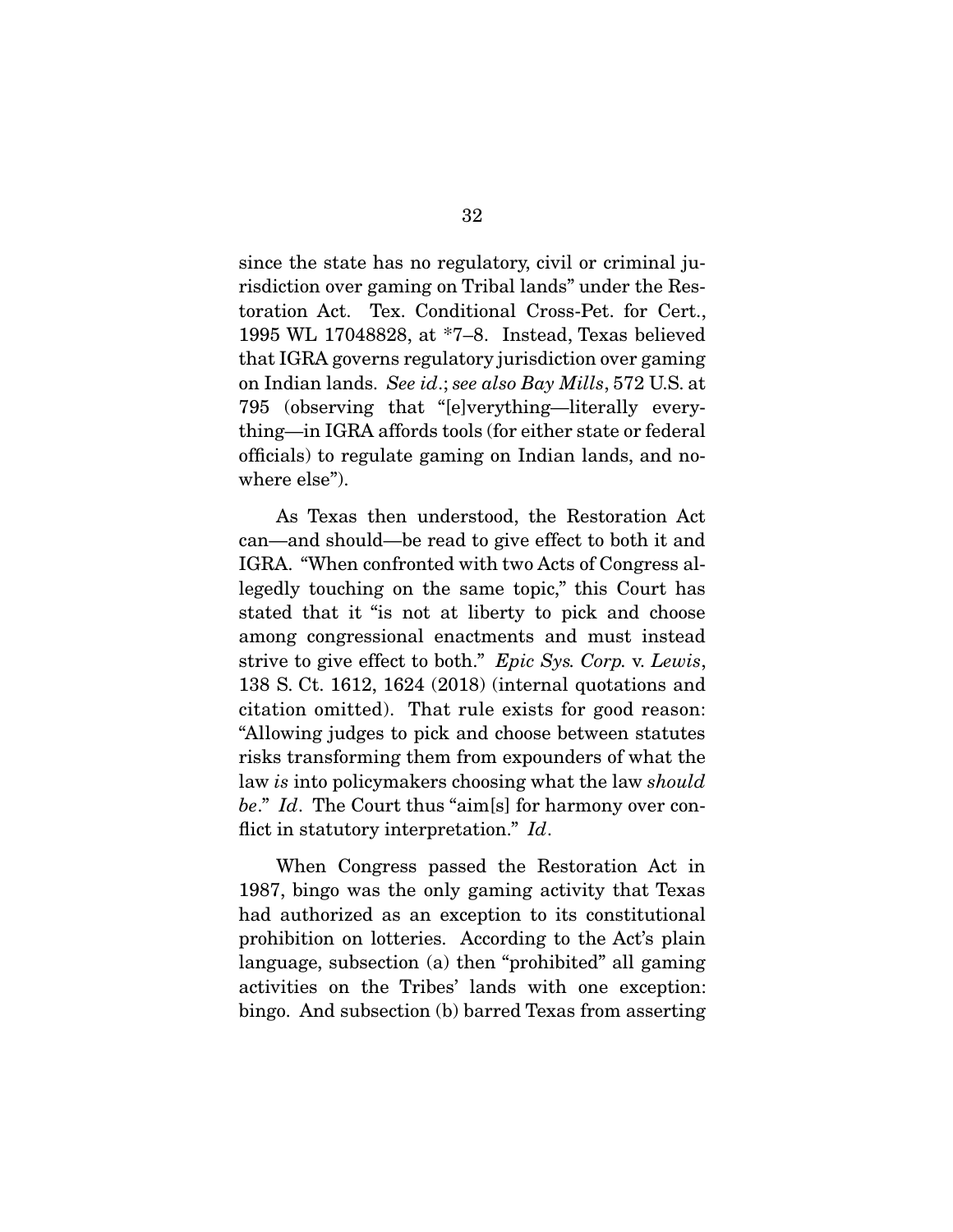since the state has no regulatory, civil or criminal jurisdiction over gaming on Tribal lands" under the Restoration Act. Tex. Conditional Cross-Pet. for Cert., 1995 WL 17048828, at *7–8. Instead, Texas believed that IGRA governs regulatory jurisdiction over gaming on Indian lands. *See id*.; *see also Bay Mills*, 572 U.S. at 795 (observing that "[e]verything—literally everything—in IGRA affords tools (for either state or federal officials) to regulate gaming on Indian lands, and nowhere else").

As Texas then understood, the Restoration Act can—and should—be read to give effect to both it and IGRA. "When confronted with two Acts of Congress allegedly touching on the same topic," this Court has stated that it "is not at liberty to pick and choose among congressional enactments and must instead strive to give effect to both." *Epic Sys. Corp.* v. *Lewis*, 138 S. Ct. 1612, 1624 (2018) (internal quotations and citation omitted). That rule exists for good reason: "Allowing judges to pick and choose between statutes risks transforming them from expounders of what the law *is* into policymakers choosing what the law *should be*." *Id*. The Court thus "aim[s] for harmony over conflict in statutory interpretation." *Id*.

When Congress passed the Restoration Act in 1987, bingo was the only gaming activity that Texas had authorized as an exception to its constitutional prohibition on lotteries. According to the Act's plain language, subsection (a) then "prohibited" all gaming activities on the Tribes' lands with one exception: bingo. And subsection (b) barred Texas from asserting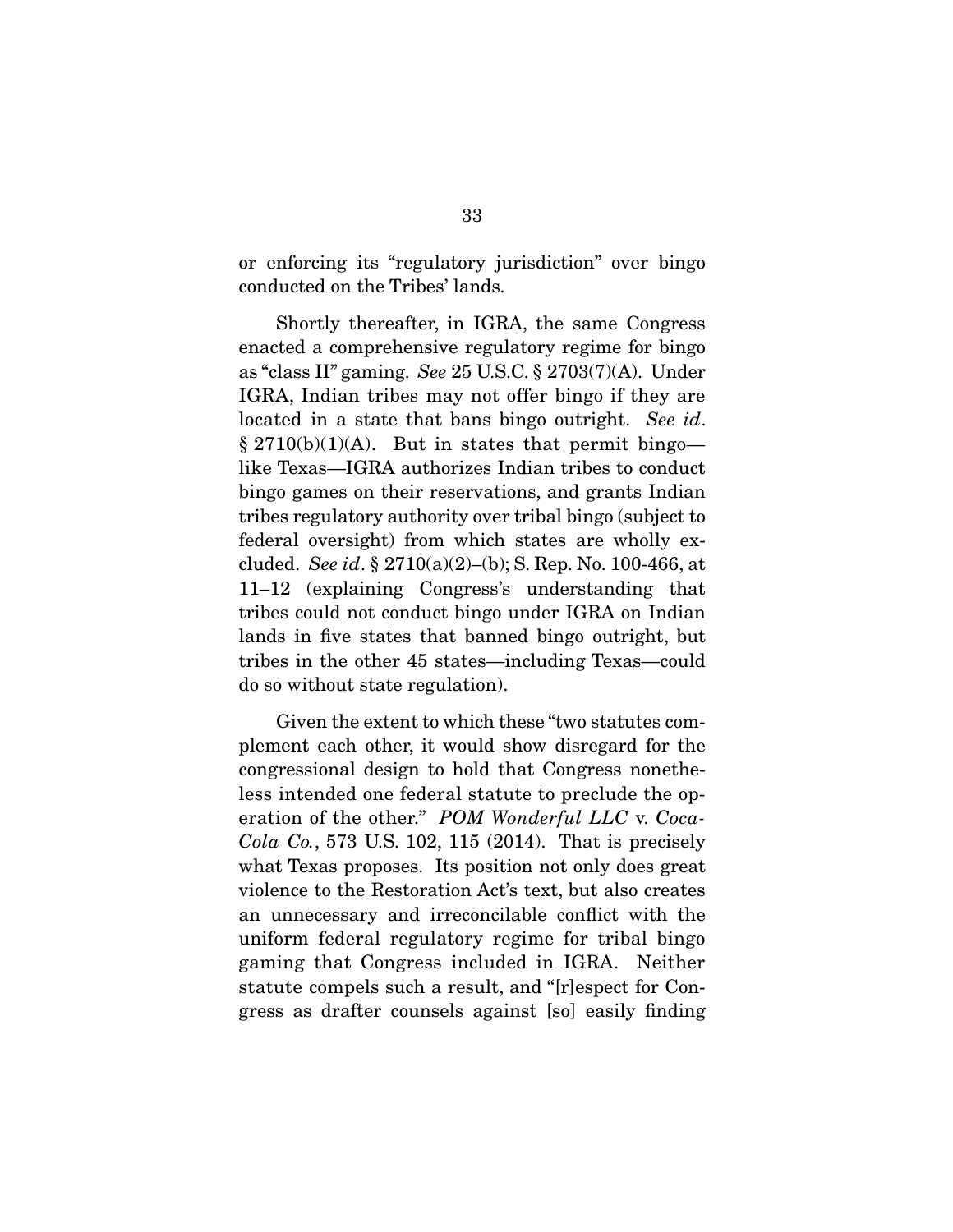or enforcing its "regulatory jurisdiction" over bingo conducted on the Tribes' lands.

Shortly thereafter, in IGRA, the same Congress enacted a comprehensive regulatory regime for bingo as "class II" gaming. *See* 25 U.S.C. § 2703(7)(A). Under IGRA, Indian tribes may not offer bingo if they are located in a state that bans bingo outright. *See id*. § 2710(b)(1)(A). But in states that permit bingo—like Texas—IGRA authorizes Indian tribes to conduct bingo games on their reservations, and grants Indian tribes regulatory authority over tribal bingo (subject to federal oversight) from which states are wholly excluded. *See id*. § 2710(a)(2)–(b); S. Rep. No. 100-466, at 11–12 (explaining Congress's understanding that tribes could not conduct bingo under IGRA on Indian lands in five states that banned bingo outright, but tribes in the other 45 states—including Texas—could do so without state regulation).

Given the extent to which these "two statutes complement each other, it would show disregard for the congressional design to hold that Congress nonetheless intended one federal statute to preclude the operation of the other." *POM Wonderful LLC* v. *Coca-Cola Co.*, 573 U.S. 102, 115 (2014). That is precisely what Texas proposes. Its position not only does great violence to the Restoration Act's text, but also creates an unnecessary and irreconcilable conflict with the uniform federal regulatory regime for tribal bingo gaming that Congress included in IGRA. Neither statute compels such a result, and "[r]espect for Congress as drafter counsels against [so] easily finding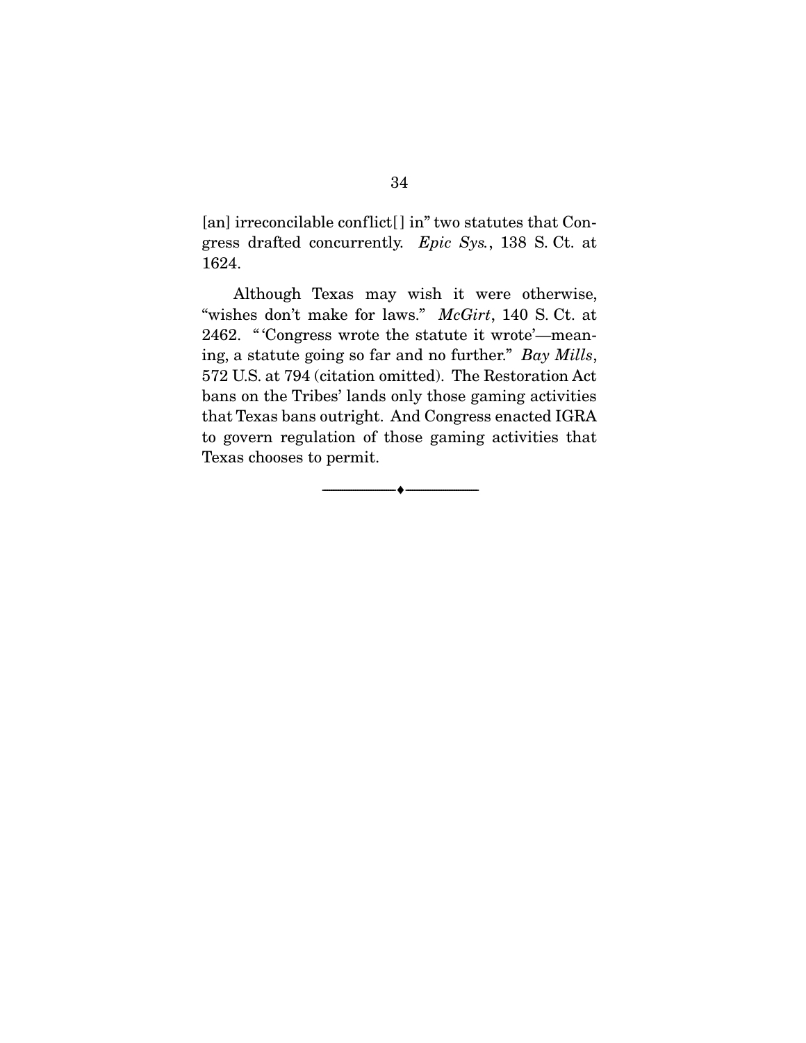[an] irreconcilable conflict[] in" two statutes that Congress drafted concurrently. *Epic Sys.*, 138 S. Ct. at 1624.

Although Texas may wish it were otherwise, "wishes don't make for laws." *McGirt*, 140 S. Ct. at 2462. "'Congress wrote the statute it wrote'—meaning, a statute going so far and no further." *Bay Mills*, 572 U.S. at 794 (citation omitted). The Restoration Act bans on the Tribes' lands only those gaming activities that Texas bans outright. And Congress enacted IGRA to govern regulation of those gaming activities that Texas chooses to permit.

————♦————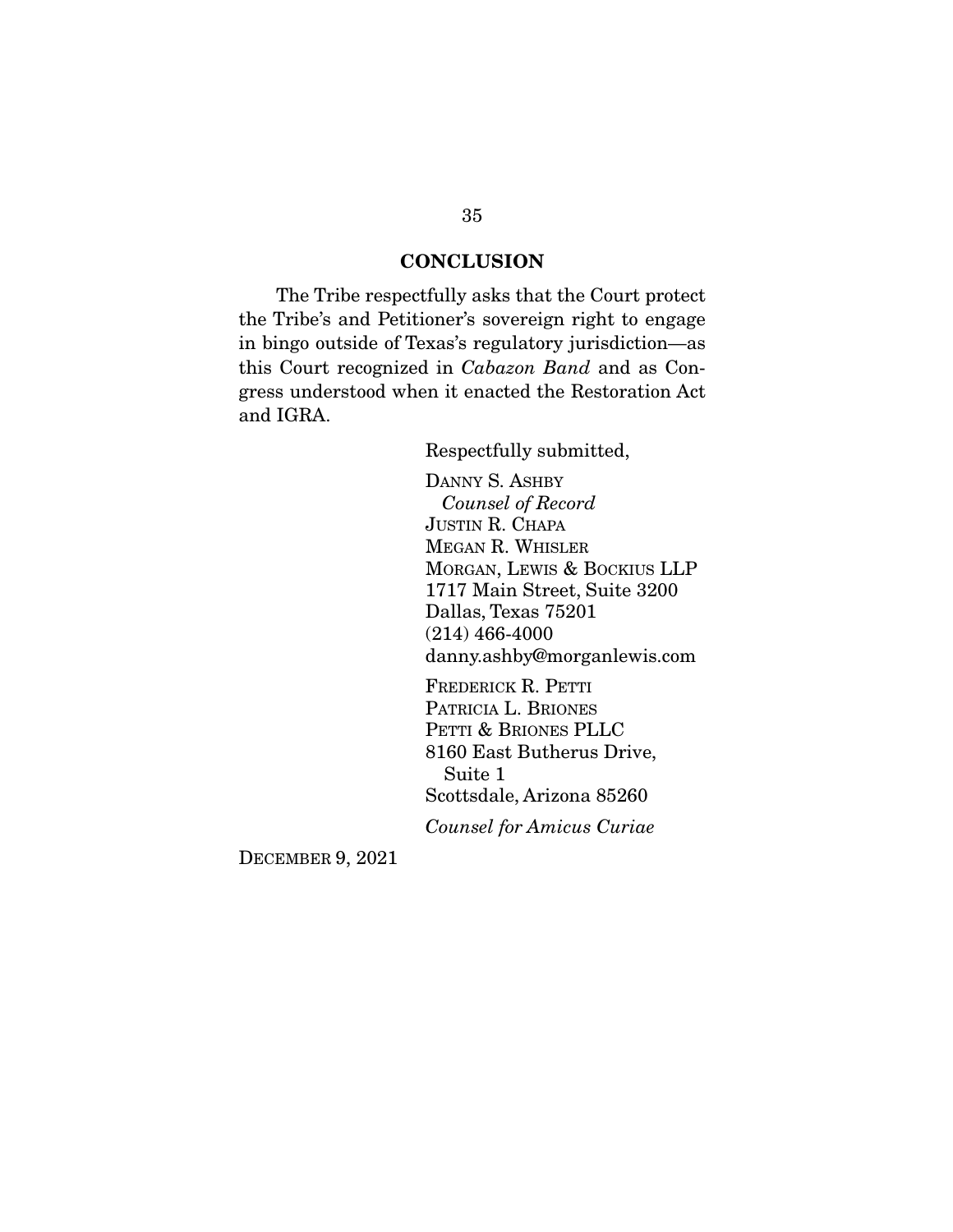## CONCLUSION

The Tribe respectfully asks that the Court protect the Tribe's and Petitioner's sovereign right to engage in bingo outside of Texas's regulatory jurisdiction—as this Court recognized in *Cabazon Band* and as Congress understood when it enacted the Restoration Act and IGRA.

Respectfully submitted,

DANNY S. ASHBY
*Counsel of Record*
JUSTIN R. CHAPA
MEGAN R. WHISLER
MORGAN, LEWIS & BOCKIUS LLP
1717 Main Street, Suite 3200
Dallas, Texas 75201
(214) 466-4000
danny.ashby@morganlewis.com

FREDERICK R. PETTI
PATRICIA L. BRIONES
PETTI & BRIONES PLLC
8160 East Butherus Drive,
Suite 1
Scottsdale, Arizona 85260

*Counsel for Amicus Curiae*

DECEMBER 9, 2021